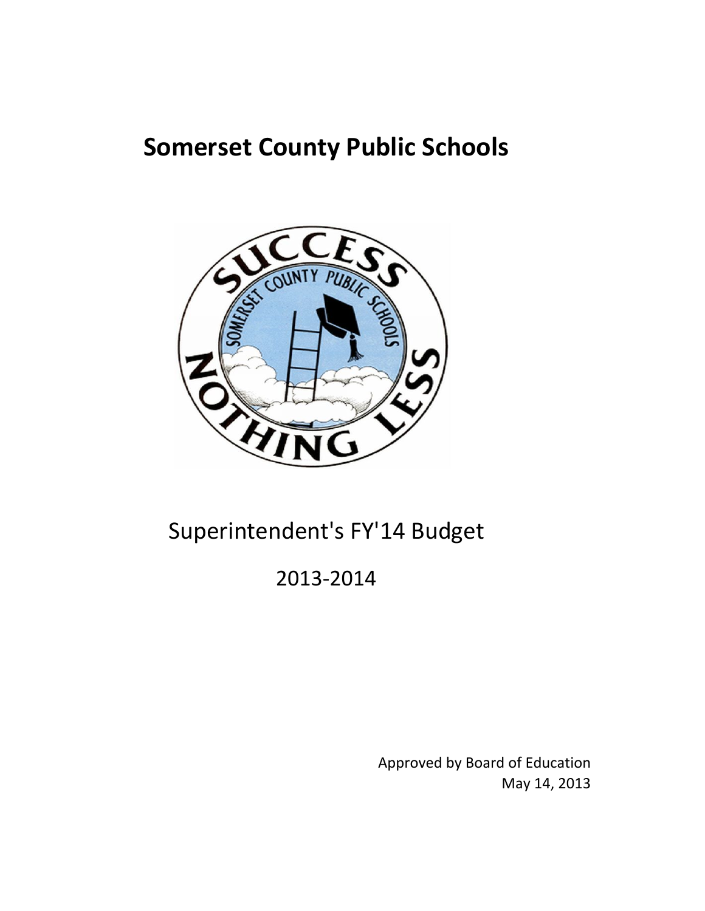# Somerset County Public Schools

Superintendent's FY'14 Budget

2013-2014

Approved by Board of Education
May 14, 2013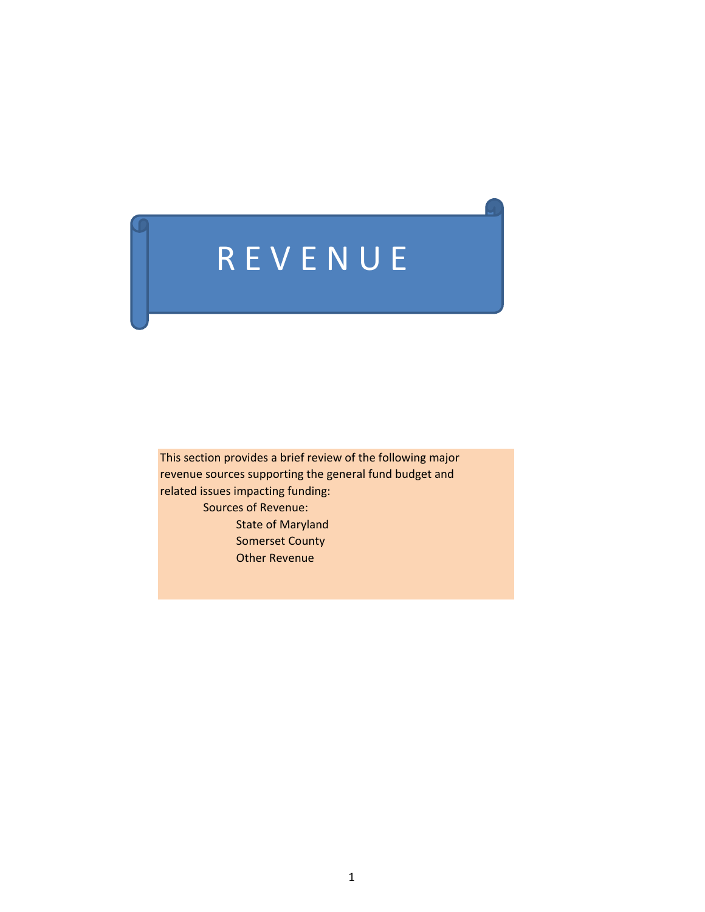# REVENUE

This section provides a brief review of the following major revenue sources supporting the general fund budget and related issues impacting funding:

Sources of Revenue:

- State of Maryland
- Somerset County
- Other Revenue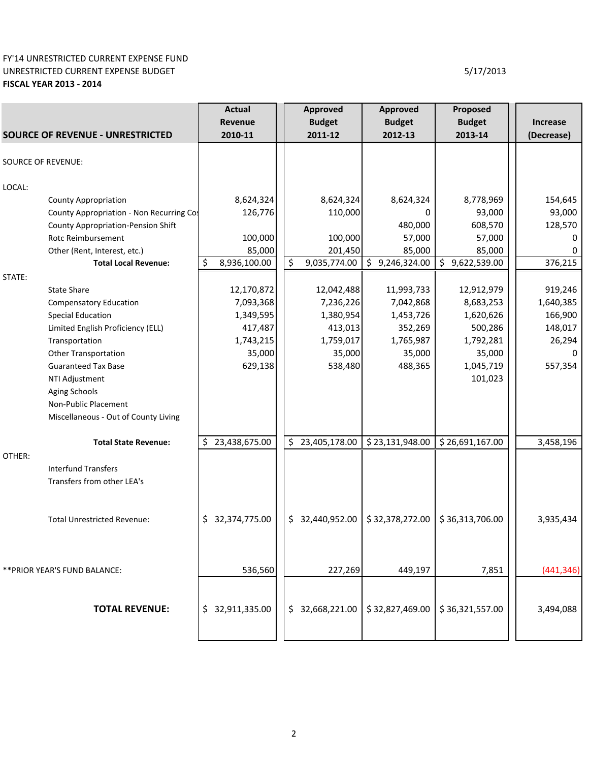FY'14 UNRESTRICTED CURRENT EXPENSE FUND
UNRESTRICTED CURRENT EXPENSE BUDGET
**FISCAL YEAR 2013 - 2014**

5/17/2013

| SOURCE OF REVENUE - UNRESTRICTED | Actual Revenue 2010-11 | Approved Budget 2011-12 | Approved Budget 2012-13 | Proposed Budget 2013-14 | Increase (Decrease) |
|---|---|---|---|---|---|
| SOURCE OF REVENUE: | | | | | |
| LOCAL: | | | | | |
| County Appropriation | 8,624,324 | 8,624,324 | 8,624,324 | 8,778,969 | 154,645 |
| County Appropriation - Non Recurring Cos | 126,776 | 110,000 | 0 | 93,000 | 93,000 |
| County Appropriation-Pension Shift | | | 480,000 | 608,570 | 128,570 |
| Rotc Reimbursement | 100,000 | 100,000 | 57,000 | 57,000 | 0 |
| Other (Rent, Interest, etc.) | 85,000 | 201,450 | 85,000 | 85,000 | 0 |
| **Total Local Revenue:** | $ 8,936,100.00 | $ 9,035,774.00 | $ 9,246,324.00 | $ 9,622,539.00 | 376,215 |
| STATE: | | | | | |
| State Share | 12,170,872 | 12,042,488 | 11,993,733 | 12,912,979 | 919,246 |
| Compensatory Education | 7,093,368 | 7,236,226 | 7,042,868 | 8,683,253 | 1,640,385 |
| Special Education | 1,349,595 | 1,380,954 | 1,453,726 | 1,620,626 | 166,900 |
| Limited English Proficiency (ELL) | 417,487 | 413,013 | 352,269 | 500,286 | 148,017 |
| Transportation | 1,743,215 | 1,759,017 | 1,765,987 | 1,792,281 | 26,294 |
| Other Transportation | 35,000 | 35,000 | 35,000 | 35,000 | 0 |
| Guaranteed Tax Base | 629,138 | 538,480 | 488,365 | 1,045,719 | 557,354 |
| NTI Adjustment | | | | 101,023 | |
| Aging Schools | | | | | |
| Non-Public Placement | | | | | |
| Miscellaneous - Out of County Living | | | | | |
| **Total State Revenue:** | $ 23,438,675.00 | $ 23,405,178.00 | $ 23,131,948.00 | $ 26,691,167.00 | 3,458,196 |
| OTHER: | | | | | |
| Interfund Transfers | | | | | |
| Transfers from other LEA's | | | | | |
| Total Unrestricted Revenue: | $ 32,374,775.00 | $ 32,440,952.00 | $ 32,378,272.00 | $ 36,313,706.00 | 3,935,434 |
| **PRIOR YEAR'S FUND BALANCE: | 536,560 | 227,269 | 449,197 | 7,851 | (441,346) |
| **TOTAL REVENUE:** | $ 32,911,335.00 | $ 32,668,221.00 | $ 32,827,469.00 | $ 36,321,557.00 | 3,494,088 |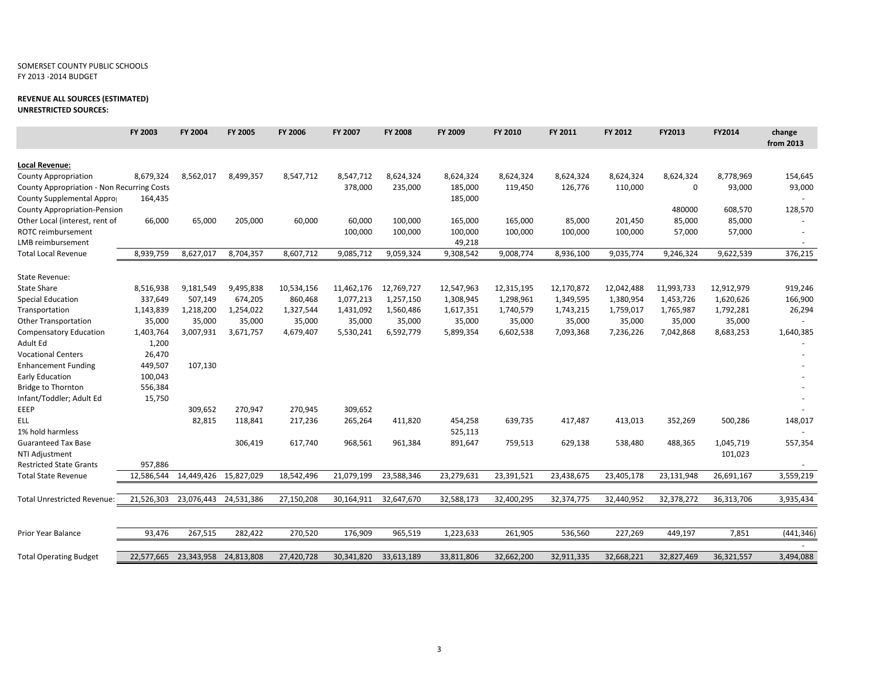SOMERSET COUNTY PUBLIC SCHOOLS
FY 2013 -2014 BUDGET

**REVENUE ALL SOURCES (ESTIMATED)**
**UNRESTRICTED SOURCES:**

| | FY 2003 | FY 2004 | FY 2005 | FY 2006 | FY 2007 | FY 2008 | FY 2009 | FY 2010 | FY 2011 | FY 2012 | FY2013 | FY2014 | change from 2013 |
|---|---|---|---|---|---|---|---|---|---|---|---|---|---|
| **Local Revenue:** | | | | | | | | | | | | | |
| County Appropriation | 8,679,324 | 8,562,017 | 8,499,357 | 8,547,712 | 8,547,712 | 8,624,324 | 8,624,324 | 8,624,324 | 8,624,324 | 8,624,324 | 8,624,324 | 8,778,969 | 154,645 |
| County Appropriation - Non Recurring Costs | | | | | 378,000 | 235,000 | 185,000 | 119,450 | 126,776 | 110,000 | 0 | 93,000 | 93,000 |
| County Supplemental Appro | 164,435 | | | | | | 185,000 | | | | | | - |
| County Appropriation-Pension | | | | | | | | | | | 480000 | 608,570 | 128,570 |
| Other Local (interest, rent of | 66,000 | 65,000 | 205,000 | 60,000 | 60,000 | 100,000 | 165,000 | 165,000 | 85,000 | 201,450 | 85,000 | 85,000 | - |
| ROTC reimbursement | | | | | 100,000 | 100,000 | 100,000 | 100,000 | 100,000 | 100,000 | 57,000 | 57,000 | - |
| LMB reimbursement | | | | | | | 49,218 | | | | | | - |
| Total Local Revenue | 8,939,759 | 8,627,017 | 8,704,357 | 8,607,712 | 9,085,712 | 9,059,324 | 9,308,542 | 9,008,774 | 8,936,100 | 9,035,774 | 9,246,324 | 9,622,539 | 376,215 |
| State Revenue: | | | | | | | | | | | | | |
| State Share | 8,516,938 | 9,181,549 | 9,495,838 | 10,534,156 | 11,462,176 | 12,769,727 | 12,547,963 | 12,315,195 | 12,170,872 | 12,042,488 | 11,993,733 | 12,912,979 | 919,246 |
| Special Education | 337,649 | 507,149 | 674,205 | 860,468 | 1,077,213 | 1,257,150 | 1,308,945 | 1,298,961 | 1,349,595 | 1,380,954 | 1,453,726 | 1,620,626 | 166,900 |
| Transportation | 1,143,839 | 1,218,200 | 1,254,022 | 1,327,544 | 1,431,092 | 1,560,486 | 1,617,351 | 1,740,579 | 1,743,215 | 1,759,017 | 1,765,987 | 1,792,281 | 26,294 |
| Other Transportation | 35,000 | 35,000 | 35,000 | 35,000 | 35,000 | 35,000 | 35,000 | 35,000 | 35,000 | 35,000 | 35,000 | 35,000 | - |
| Compensatory Education | 1,403,764 | 3,007,931 | 3,671,757 | 4,679,407 | 5,530,241 | 6,592,779 | 5,899,354 | 6,602,538 | 7,093,368 | 7,236,226 | 7,042,868 | 8,683,253 | 1,640,385 |
| Adult Ed | 1,200 | | | | | | | | | | | | - |
| Vocational Centers | 26,470 | | | | | | | | | | | | - |
| Enhancement Funding | 449,507 | 107,130 | | | | | | | | | | | - |
| Early Education | 100,043 | | | | | | | | | | | | - |
| Bridge to Thornton | 556,384 | | | | | | | | | | | | - |
| Infant/Toddler; Adult Ed | 15,750 | | | | | | | | | | | | - |
| EEEP | | 309,652 | 270,947 | 270,945 | 309,652 | | | | | | | | - |
| ELL | | 82,815 | 118,841 | 217,236 | 265,264 | 411,820 | 454,258 | 639,735 | 417,487 | 413,013 | 352,269 | 500,286 | 148,017 |
| 1% hold harmless | | | | | | | 525,113 | | | | | | - |
| Guaranteed Tax Base | | | 306,419 | 617,740 | 968,561 | 961,384 | 891,647 | 759,513 | 629,138 | 538,480 | 488,365 | 1,045,719 | 557,354 |
| NTI Adjustment | | | | | | | | | | | | 101,023 | |
| Restricted State Grants | 957,886 | | | | | | | | | | | | - |
| Total State Revenue | 12,586,544 | 14,449,426 | 15,827,029 | 18,542,496 | 21,079,199 | 23,588,346 | 23,279,631 | 23,391,521 | 23,438,675 | 23,405,178 | 23,131,948 | 26,691,167 | 3,559,219 |
| Total Unrestricted Revenue: | 21,526,303 | 23,076,443 | 24,531,386 | 27,150,208 | 30,164,911 | 32,647,670 | 32,588,173 | 32,400,295 | 32,374,775 | 32,440,952 | 32,378,272 | 36,313,706 | 3,935,434 |
| Prior Year Balance | 93,476 | 267,515 | 282,422 | 270,520 | 176,909 | 965,519 | 1,223,633 | 261,905 | 536,560 | 227,269 | 449,197 | 7,851 | (441,346) |
| | | | | | | | | | | | | | - |
| Total Operating Budget | 22,577,665 | 23,343,958 | 24,813,808 | 27,420,728 | 30,341,820 | 33,613,189 | 33,811,806 | 32,662,200 | 32,911,335 | 32,668,221 | 32,827,469 | 36,321,557 | 3,494,088 |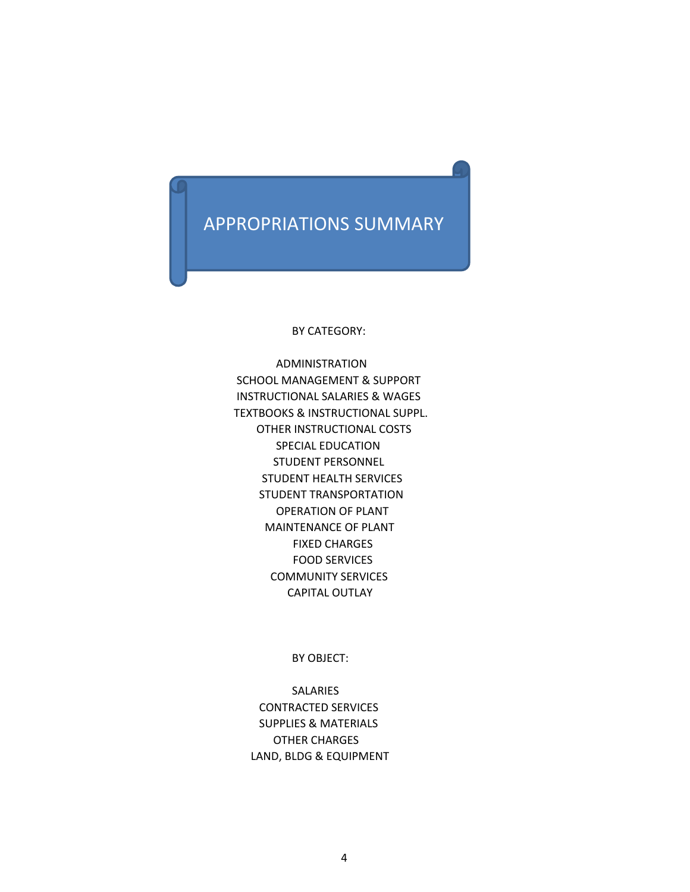# APPROPRIATIONS SUMMARY

BY CATEGORY:

ADMINISTRATION
SCHOOL MANAGEMENT & SUPPORT
INSTRUCTIONAL SALARIES & WAGES
TEXTBOOKS & INSTRUCTIONAL SUPPL.
OTHER INSTRUCTIONAL COSTS
SPECIAL EDUCATION
STUDENT PERSONNEL
STUDENT HEALTH SERVICES
STUDENT TRANSPORTATION
OPERATION OF PLANT
MAINTENANCE OF PLANT
FIXED CHARGES
FOOD SERVICES
COMMUNITY SERVICES
CAPITAL OUTLAY

BY OBJECT:

SALARIES
CONTRACTED SERVICES
SUPPLIES & MATERIALS
OTHER CHARGES
LAND, BLDG & EQUIPMENT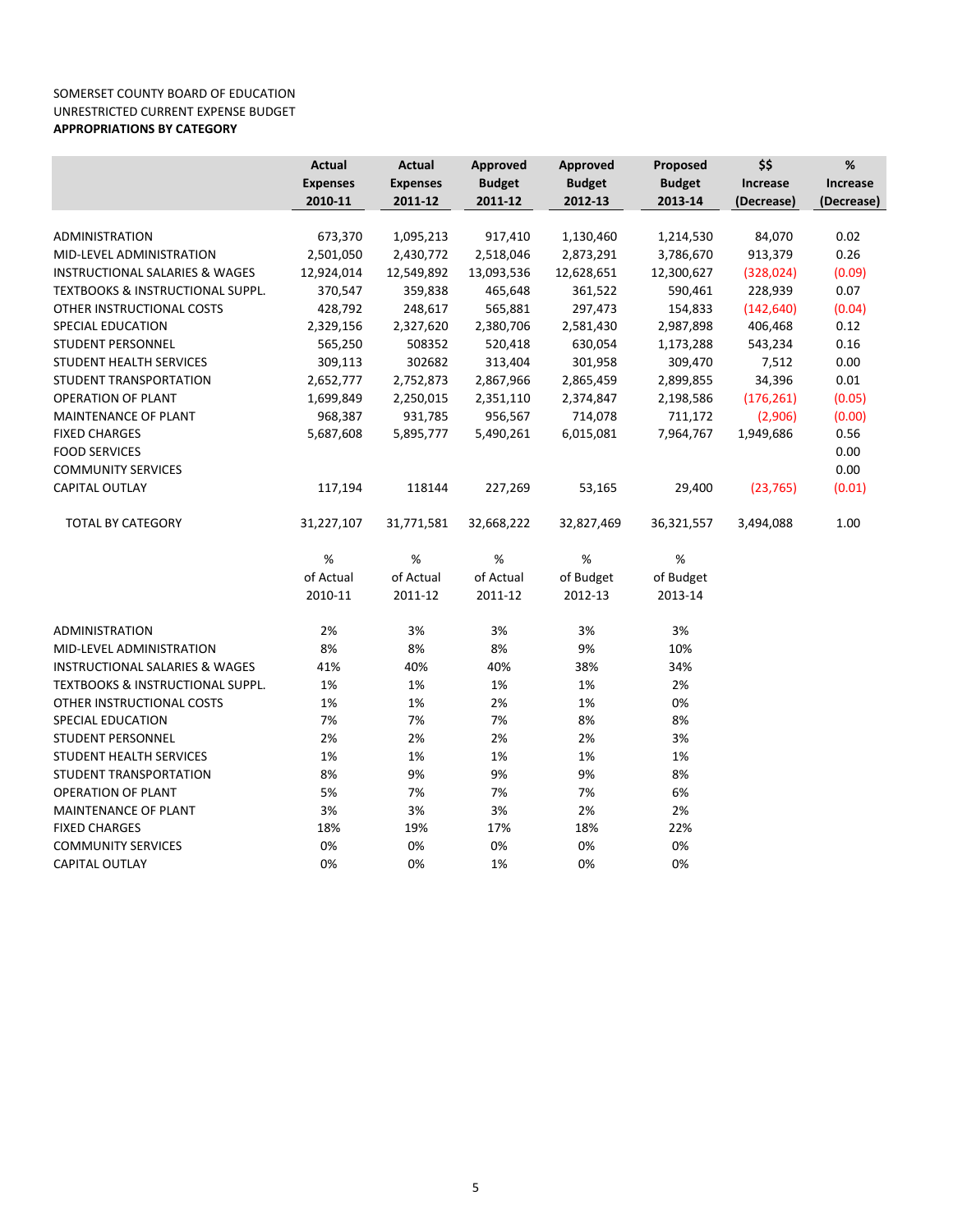SOMERSET COUNTY BOARD OF EDUCATION
UNRESTRICTED CURRENT EXPENSE BUDGET
**APPROPRIATIONS BY CATEGORY**

| | Actual Expenses 2010-11 | Actual Expenses 2011-12 | Approved Budget 2011-12 | Approved Budget 2012-13 | Proposed Budget 2013-14 | $$ Increase (Decrease) | % Increase (Decrease) |
|---|---|---|---|---|---|---|---|
| ADMINISTRATION | 673,370 | 1,095,213 | 917,410 | 1,130,460 | 1,214,530 | 84,070 | 0.02 |
| MID-LEVEL ADMINISTRATION | 2,501,050 | 2,430,772 | 2,518,046 | 2,873,291 | 3,786,670 | 913,379 | 0.26 |
| INSTRUCTIONAL SALARIES & WAGES | 12,924,014 | 12,549,892 | 13,093,536 | 12,628,651 | 12,300,627 | (328,024) | (0.09) |
| TEXTBOOKS & INSTRUCTIONAL SUPPL. | 370,547 | 359,838 | 465,648 | 361,522 | 590,461 | 228,939 | 0.07 |
| OTHER INSTRUCTIONAL COSTS | 428,792 | 248,617 | 565,881 | 297,473 | 154,833 | (142,640) | (0.04) |
| SPECIAL EDUCATION | 2,329,156 | 2,327,620 | 2,380,706 | 2,581,430 | 2,987,898 | 406,468 | 0.12 |
| STUDENT PERSONNEL | 565,250 | 508352 | 520,418 | 630,054 | 1,173,288 | 543,234 | 0.16 |
| STUDENT HEALTH SERVICES | 309,113 | 302682 | 313,404 | 301,958 | 309,470 | 7,512 | 0.00 |
| STUDENT TRANSPORTATION | 2,652,777 | 2,752,873 | 2,867,966 | 2,865,459 | 2,899,855 | 34,396 | 0.01 |
| OPERATION OF PLANT | 1,699,849 | 2,250,015 | 2,351,110 | 2,374,847 | 2,198,586 | (176,261) | (0.05) |
| MAINTENANCE OF PLANT | 968,387 | 931,785 | 956,567 | 714,078 | 711,172 | (2,906) | (0.00) |
| FIXED CHARGES | 5,687,608 | 5,895,777 | 5,490,261 | 6,015,081 | 7,964,767 | 1,949,686 | 0.56 |
| FOOD SERVICES | | | | | | | 0.00 |
| COMMUNITY SERVICES | | | | | | | 0.00 |
| CAPITAL OUTLAY | 117,194 | 118144 | 227,269 | 53,165 | 29,400 | (23,765) | (0.01) |
| TOTAL BY CATEGORY | 31,227,107 | 31,771,581 | 32,668,222 | 32,827,469 | 36,321,557 | 3,494,088 | 1.00 |

| | % of Actual 2010-11 | % of Actual 2011-12 | % of Actual 2011-12 | % of Budget 2012-13 | % of Budget 2013-14 |
|---|---|---|---|---|---|
| ADMINISTRATION | 2% | 3% | 3% | 3% | 3% |
| MID-LEVEL ADMINISTRATION | 8% | 8% | 8% | 9% | 10% |
| INSTRUCTIONAL SALARIES & WAGES | 41% | 40% | 40% | 38% | 34% |
| TEXTBOOKS & INSTRUCTIONAL SUPPL. | 1% | 1% | 1% | 1% | 2% |
| OTHER INSTRUCTIONAL COSTS | 1% | 1% | 2% | 1% | 0% |
| SPECIAL EDUCATION | 7% | 7% | 7% | 8% | 8% |
| STUDENT PERSONNEL | 2% | 2% | 2% | 2% | 3% |
| STUDENT HEALTH SERVICES | 1% | 1% | 1% | 1% | 1% |
| STUDENT TRANSPORTATION | 8% | 9% | 9% | 9% | 8% |
| OPERATION OF PLANT | 5% | 7% | 7% | 7% | 6% |
| MAINTENANCE OF PLANT | 3% | 3% | 3% | 2% | 2% |
| FIXED CHARGES | 18% | 19% | 17% | 18% | 22% |
| COMMUNITY SERVICES | 0% | 0% | 0% | 0% | 0% |
| CAPITAL OUTLAY | 0% | 0% | 1% | 0% | 0% |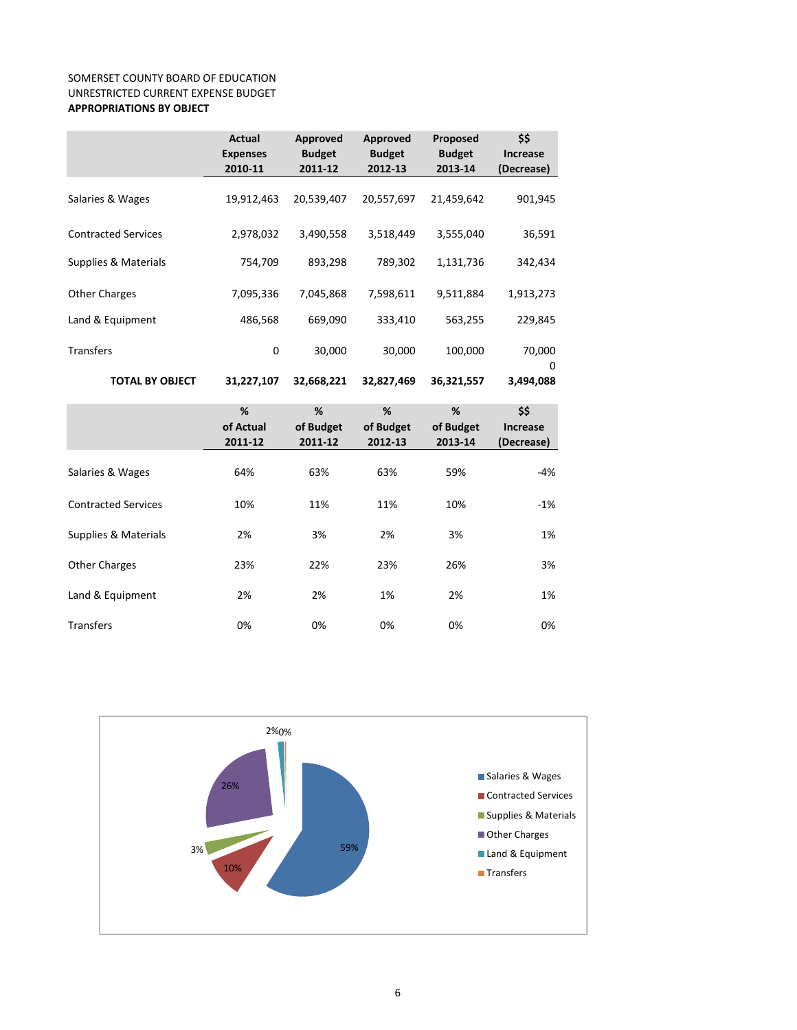SOMERSET COUNTY BOARD OF EDUCATION
UNRESTRICTED CURRENT EXPENSE BUDGET
**APPROPRIATIONS BY OBJECT**

| | Actual Expenses 2010-11 | Approved Budget 2011-12 | Approved Budget 2012-13 | Proposed Budget 2013-14 | $$ Increase (Decrease) |
|---|---|---|---|---|---|
| Salaries & Wages | 19,912,463 | 20,539,407 | 20,557,697 | 21,459,642 | 901,945 |
| Contracted Services | 2,978,032 | 3,490,558 | 3,518,449 | 3,555,040 | 36,591 |
| Supplies & Materials | 754,709 | 893,298 | 789,302 | 1,131,736 | 342,434 |
| Other Charges | 7,095,336 | 7,045,868 | 7,598,611 | 9,511,884 | 1,913,273 |
| Land & Equipment | 486,568 | 669,090 | 333,410 | 563,255 | 229,845 |
| Transfers | 0 | 30,000 | 30,000 | 100,000 | 70,000 |
| | | | | | 0 |
| **TOTAL BY OBJECT** | **31,227,107** | **32,668,221** | **32,827,469** | **36,321,557** | **3,494,088** |

| | % of Actual 2011-12 | % of Budget 2011-12 | % of Budget 2012-13 | % of Budget 2013-14 | $$ Increase (Decrease) |
|---|---|---|---|---|---|
| Salaries & Wages | 64% | 63% | 63% | 59% | -4% |
| Contracted Services | 10% | 11% | 11% | 10% | -1% |
| Supplies & Materials | 2% | 3% | 2% | 3% | 1% |
| Other Charges | 23% | 22% | 23% | 26% | 3% |
| Land & Equipment | 2% | 2% | 1% | 2% | 1% |
| Transfers | 0% | 0% | 0% | 0% | 0% |

| Category | % |
|---|---|
| Salaries & Wages | 59% |
| Contracted Services | 10% |
| Supplies & Materials | 3% |
| Other Charges | 26% |
| Land & Equipment | 2% |
| Transfers | 0% |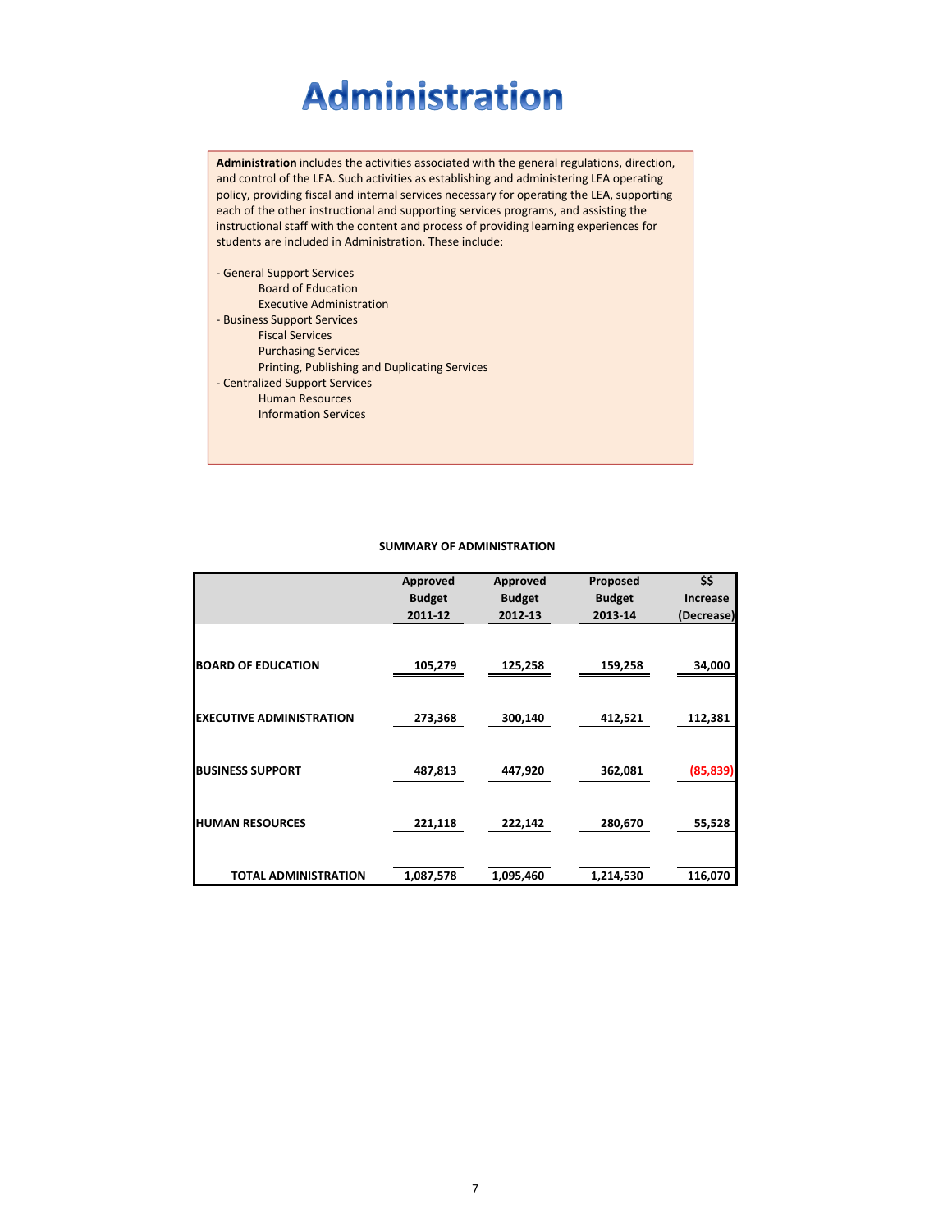# Administration

**Administration** includes the activities associated with the general regulations, direction, and control of the LEA. Such activities as establishing and administering LEA operating policy, providing fiscal and internal services necessary for operating the LEA, supporting each of the other instructional and supporting services programs, and assisting the instructional staff with the content and process of providing learning experiences for students are included in Administration. These include:

- General Support Services
    - Board of Education
    - Executive Administration
- Business Support Services
    - Fiscal Services
    - Purchasing Services
    - Printing, Publishing and Duplicating Services
- Centralized Support Services
    - Human Resources
    - Information Services

**SUMMARY OF ADMINISTRATION**

| | Approved Budget 2011-12 | Approved Budget 2012-13 | Proposed Budget 2013-14 | $$ Increase (Decrease) |
|---|---|---|---|---|
| **BOARD OF EDUCATION** | 105,279 | 125,258 | 159,258 | 34,000 |
| **EXECUTIVE ADMINISTRATION** | 273,368 | 300,140 | 412,521 | 112,381 |
| **BUSINESS SUPPORT** | 487,813 | 447,920 | 362,081 | (85,839) |
| **HUMAN RESOURCES** | 221,118 | 222,142 | 280,670 | 55,528 |
| **TOTAL ADMINISTRATION** | 1,087,578 | 1,095,460 | 1,214,530 | 116,070 |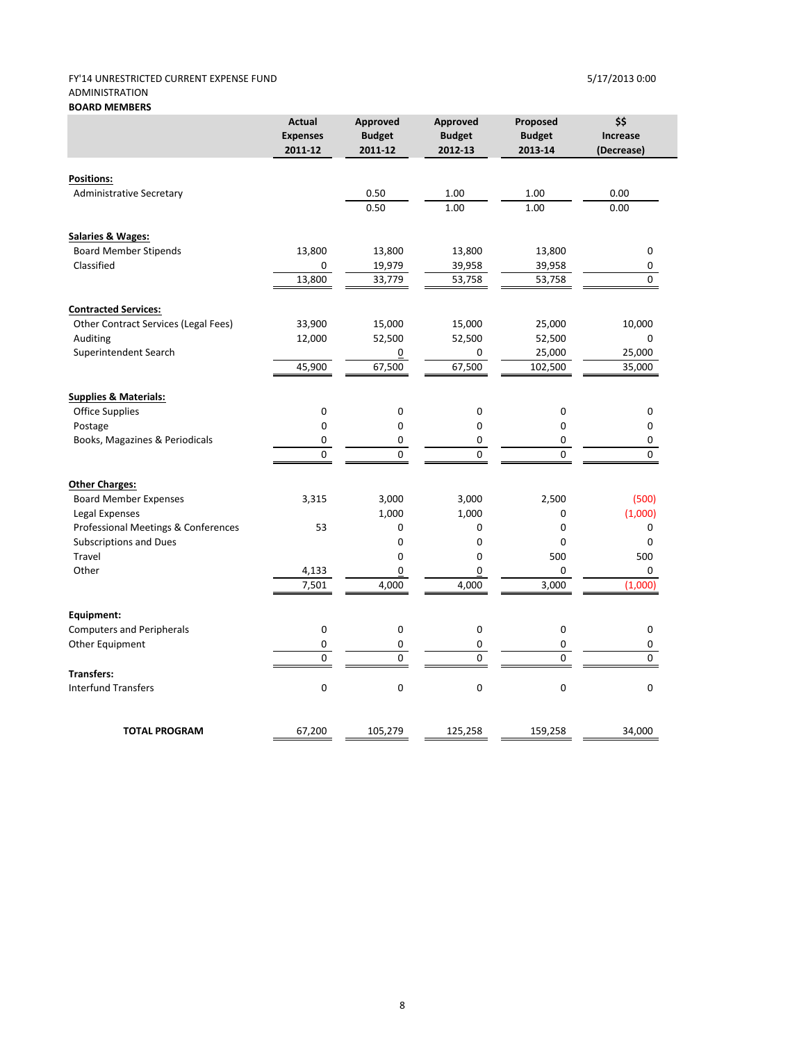FY'14 UNRESTRICTED CURRENT EXPENSE FUND 5/17/2013 0:00

ADMINISTRATION

**BOARD MEMBERS**

| | Actual Expenses 2011-12 | Approved Budget 2011-12 | Approved Budget 2012-13 | Proposed Budget 2013-14 | $$ Increase (Decrease) |
|---|---|---|---|---|---|
| **Positions:** | | | | | |
| Administrative Secretary | | 0.50 | 1.00 | 1.00 | 0.00 |
| | | 0.50 | 1.00 | 1.00 | 0.00 |
| **Salaries & Wages:** | | | | | |
| Board Member Stipends | 13,800 | 13,800 | 13,800 | 13,800 | 0 |
| Classified | 0 | 19,979 | 39,958 | 39,958 | 0 |
| | 13,800 | 33,779 | 53,758 | 53,758 | 0 |
| **Contracted Services:** | | | | | |
| Other Contract Services (Legal Fees) | 33,900 | 15,000 | 15,000 | 25,000 | 10,000 |
| Auditing | 12,000 | 52,500 | 52,500 | 52,500 | 0 |
| Superintendent Search | | 0 | 0 | 25,000 | 25,000 |
| | 45,900 | 67,500 | 67,500 | 102,500 | 35,000 |
| **Supplies & Materials:** | | | | | |
| Office Supplies | 0 | 0 | 0 | 0 | 0 |
| Postage | 0 | 0 | 0 | 0 | 0 |
| Books, Magazines & Periodicals | 0 | 0 | 0 | 0 | 0 |
| | 0 | 0 | 0 | 0 | 0 |
| **Other Charges:** | | | | | |
| Board Member Expenses | 3,315 | 3,000 | 3,000 | 2,500 | (500) |
| Legal Expenses | | 1,000 | 1,000 | 0 | (1,000) |
| Professional Meetings & Conferences | 53 | 0 | 0 | 0 | 0 |
| Subscriptions and Dues | | 0 | 0 | 0 | 0 |
| Travel | | 0 | 0 | 500 | 500 |
| Other | 4,133 | 0 | 0 | 0 | 0 |
| | 7,501 | 4,000 | 4,000 | 3,000 | (1,000) |
| **Equipment:** | | | | | |
| Computers and Peripherals | 0 | 0 | 0 | 0 | 0 |
| Other Equipment | 0 | 0 | 0 | 0 | 0 |
| | 0 | 0 | 0 | 0 | 0 |
| **Transfers:** | | | | | |
| Interfund Transfers | 0 | 0 | 0 | 0 | 0 |
| **TOTAL PROGRAM** | 67,200 | 105,279 | 125,258 | 159,258 | 34,000 |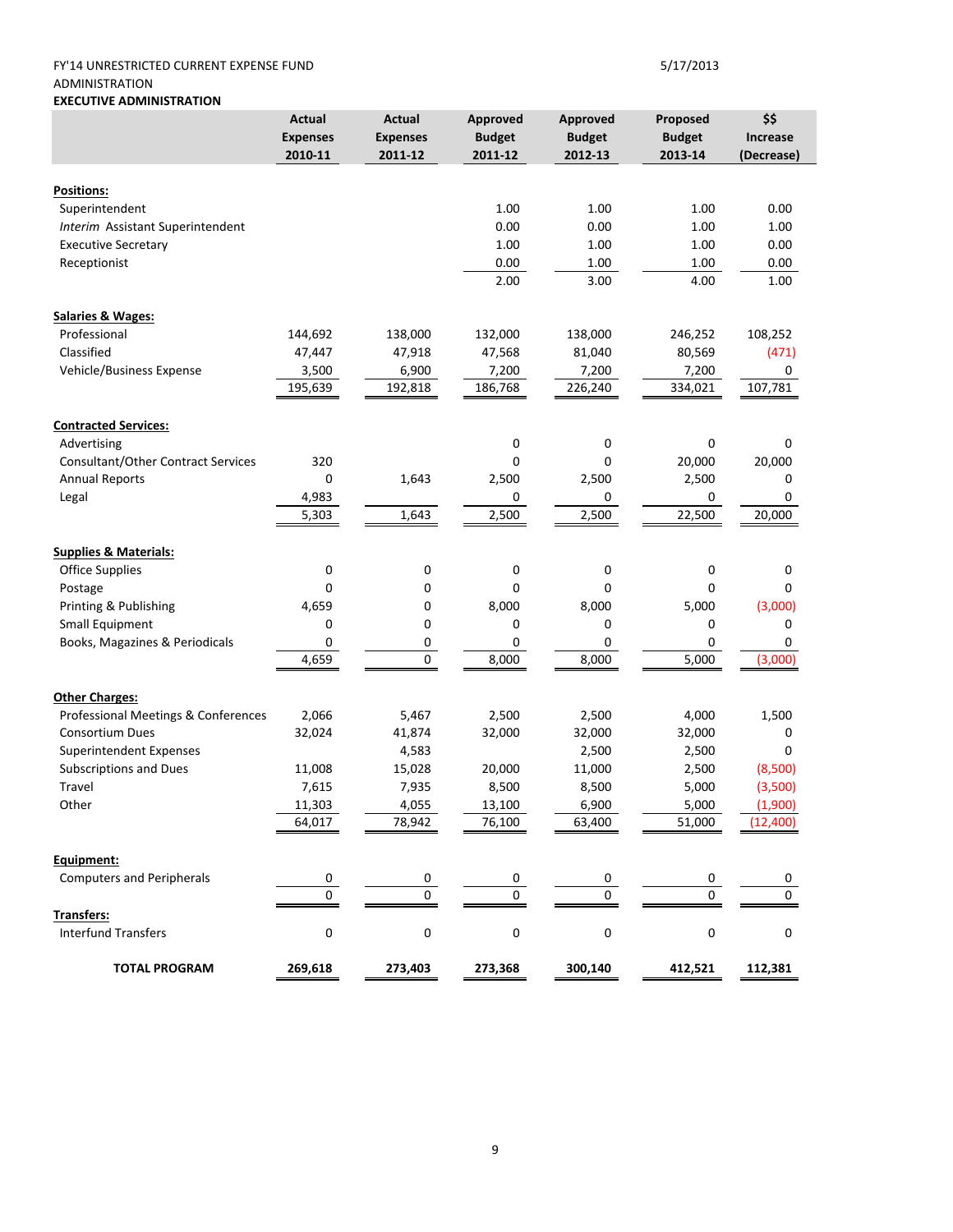FY'14 UNRESTRICTED CURRENT EXPENSE FUND
ADMINISTRATION
**EXECUTIVE ADMINISTRATION**

5/17/2013

| | Actual Expenses 2010-11 | Actual Expenses 2011-12 | Approved Budget 2011-12 | Approved Budget 2012-13 | Proposed Budget 2013-14 | $$ Increase (Decrease) |
|---|---|---|---|---|---|---|
| **Positions:** | | | | | | |
| Superintendent | | | 1.00 | 1.00 | 1.00 | 0.00 |
| *Interim* Assistant Superintendent | | | 0.00 | 0.00 | 1.00 | 1.00 |
| Executive Secretary | | | 1.00 | 1.00 | 1.00 | 0.00 |
| Receptionist | | | 0.00 | 1.00 | 1.00 | 0.00 |
| | | | 2.00 | 3.00 | 4.00 | 1.00 |
| **Salaries & Wages:** | | | | | | |
| Professional | 144,692 | 138,000 | 132,000 | 138,000 | 246,252 | 108,252 |
| Classified | 47,447 | 47,918 | 47,568 | 81,040 | 80,569 | (471) |
| Vehicle/Business Expense | 3,500 | 6,900 | 7,200 | 7,200 | 7,200 | 0 |
| | 195,639 | 192,818 | 186,768 | 226,240 | 334,021 | 107,781 |
| **Contracted Services:** | | | | | | |
| Advertising | | | 0 | 0 | 0 | 0 |
| Consultant/Other Contract Services | 320 | | 0 | 0 | 20,000 | 20,000 |
| Annual Reports | 0 | 1,643 | 2,500 | 2,500 | 2,500 | 0 |
| Legal | 4,983 | | 0 | 0 | 0 | 0 |
| | 5,303 | 1,643 | 2,500 | 2,500 | 22,500 | 20,000 |
| **Supplies & Materials:** | | | | | | |
| Office Supplies | 0 | 0 | 0 | 0 | 0 | 0 |
| Postage | 0 | 0 | 0 | 0 | 0 | 0 |
| Printing & Publishing | 4,659 | 0 | 8,000 | 8,000 | 5,000 | (3,000) |
| Small Equipment | 0 | 0 | 0 | 0 | 0 | 0 |
| Books, Magazines & Periodicals | 0 | 0 | 0 | 0 | 0 | 0 |
| | 4,659 | 0 | 8,000 | 8,000 | 5,000 | (3,000) |
| **Other Charges:** | | | | | | |
| Professional Meetings & Conferences | 2,066 | 5,467 | 2,500 | 2,500 | 4,000 | 1,500 |
| Consortium Dues | 32,024 | 41,874 | 32,000 | 32,000 | 32,000 | 0 |
| Superintendent Expenses | | 4,583 | | 2,500 | 2,500 | 0 |
| Subscriptions and Dues | 11,008 | 15,028 | 20,000 | 11,000 | 2,500 | (8,500) |
| Travel | 7,615 | 7,935 | 8,500 | 8,500 | 5,000 | (3,500) |
| Other | 11,303 | 4,055 | 13,100 | 6,900 | 5,000 | (1,900) |
| | 64,017 | 78,942 | 76,100 | 63,400 | 51,000 | (12,400) |
| **Equipment:** | | | | | | |
| Computers and Peripherals | 0 | 0 | 0 | 0 | 0 | 0 |
| | 0 | 0 | 0 | 0 | 0 | 0 |
| **Transfers:** | | | | | | |
| Interfund Transfers | 0 | 0 | 0 | 0 | 0 | 0 |
| **TOTAL PROGRAM** | **269,618** | **273,403** | **273,368** | **300,140** | **412,521** | **112,381** |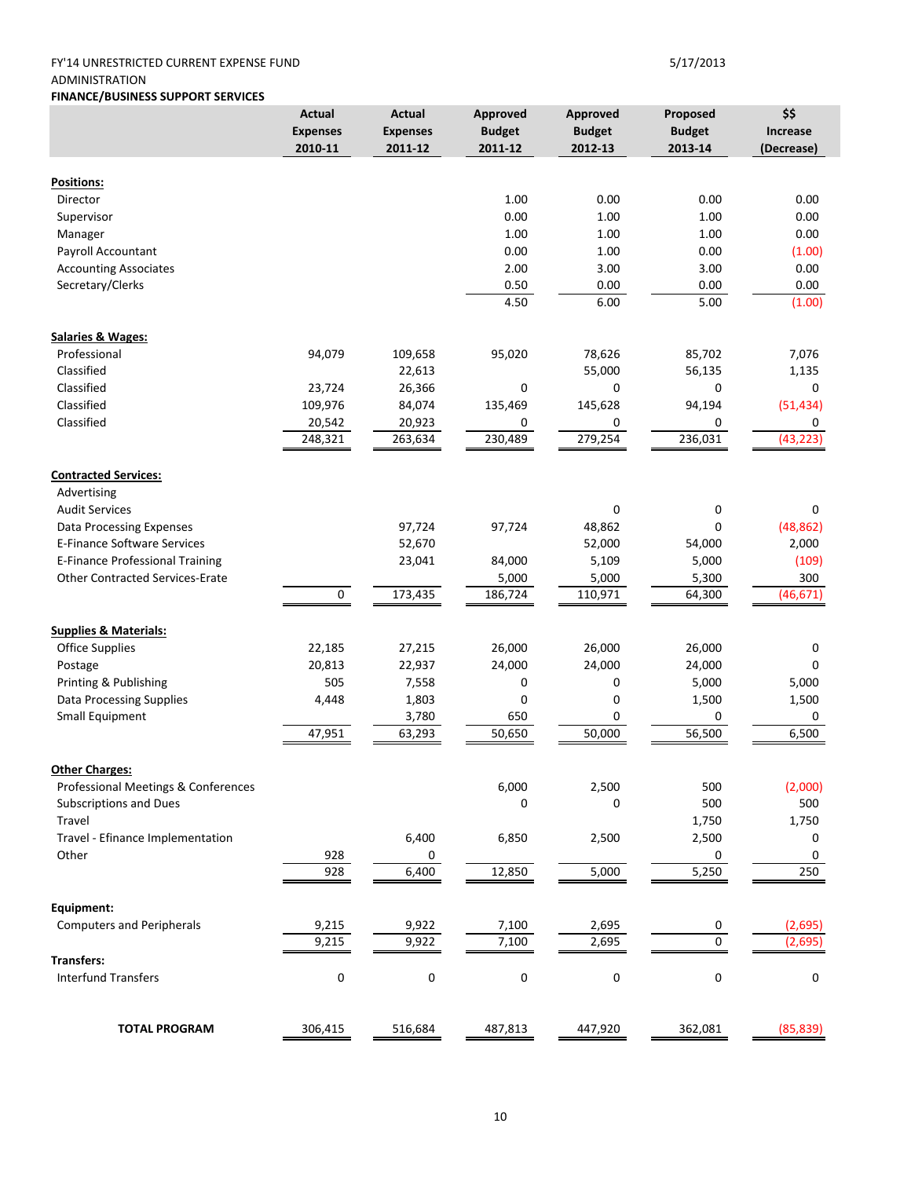FY'14 UNRESTRICTED CURRENT EXPENSE FUND　　　　　　　　　　　　　　　　　5/17/2013

ADMINISTRATION

**FINANCE/BUSINESS SUPPORT SERVICES**

| | Actual Expenses 2010-11 | Actual Expenses 2011-12 | Approved Budget 2011-12 | Approved Budget 2012-13 | Proposed Budget 2013-14 | $$ Increase (Decrease) |
|---|---|---|---|---|---|---|
| **Positions:** | | | | | | |
| Director | | | 1.00 | 0.00 | 0.00 | 0.00 |
| Supervisor | | | 0.00 | 1.00 | 1.00 | 0.00 |
| Manager | | | 1.00 | 1.00 | 1.00 | 0.00 |
| Payroll Accountant | | | 0.00 | 1.00 | 0.00 | (1.00) |
| Accounting Associates | | | 2.00 | 3.00 | 3.00 | 0.00 |
| Secretary/Clerks | | | 0.50 | 0.00 | 0.00 | 0.00 |
| | | | 4.50 | 6.00 | 5.00 | (1.00) |
| **Salaries & Wages:** | | | | | | |
| Professional | 94,079 | 109,658 | 95,020 | 78,626 | 85,702 | 7,076 |
| Classified | | 22,613 | | 55,000 | 56,135 | 1,135 |
| Classified | 23,724 | 26,366 | 0 | 0 | 0 | 0 |
| Classified | 109,976 | 84,074 | 135,469 | 145,628 | 94,194 | (51,434) |
| Classified | 20,542 | 20,923 | 0 | 0 | 0 | 0 |
| | 248,321 | 263,634 | 230,489 | 279,254 | 236,031 | (43,223) |
| **Contracted Services:** | | | | | | |
| Advertising | | | | | | |
| Audit Services | | | | 0 | 0 | 0 |
| Data Processing Expenses | | 97,724 | 97,724 | 48,862 | 0 | (48,862) |
| E-Finance Software Services | | 52,670 | | 52,000 | 54,000 | 2,000 |
| E-Finance Professional Training | | 23,041 | 84,000 | 5,109 | 5,000 | (109) |
| Other Contracted Services-Erate | | | 5,000 | 5,000 | 5,300 | 300 |
| | 0 | 173,435 | 186,724 | 110,971 | 64,300 | (46,671) |
| **Supplies & Materials:** | | | | | | |
| Office Supplies | 22,185 | 27,215 | 26,000 | 26,000 | 26,000 | 0 |
| Postage | 20,813 | 22,937 | 24,000 | 24,000 | 24,000 | 0 |
| Printing & Publishing | 505 | 7,558 | 0 | 0 | 5,000 | 5,000 |
| Data Processing Supplies | 4,448 | 1,803 | 0 | 0 | 1,500 | 1,500 |
| Small Equipment | | 3,780 | 650 | 0 | 0 | 0 |
| | 47,951 | 63,293 | 50,650 | 50,000 | 56,500 | 6,500 |
| **Other Charges:** | | | | | | |
| Professional Meetings & Conferences | | | 6,000 | 2,500 | 500 | (2,000) |
| Subscriptions and Dues | | | 0 | 0 | 500 | 500 |
| Travel | | | | | 1,750 | 1,750 |
| Travel - Efinance Implementation | | 6,400 | 6,850 | 2,500 | 2,500 | 0 |
| Other | 928 | 0 | | | 0 | 0 |
| | 928 | 6,400 | 12,850 | 5,000 | 5,250 | 250 |
| **Equipment:** | | | | | | |
| Computers and Peripherals | 9,215 | 9,922 | 7,100 | 2,695 | 0 | (2,695) |
| | 9,215 | 9,922 | 7,100 | 2,695 | 0 | (2,695) |
| **Transfers:** | | | | | | |
| Interfund Transfers | 0 | 0 | 0 | 0 | 0 | 0 |
| **TOTAL PROGRAM** | 306,415 | 516,684 | 487,813 | 447,920 | 362,081 | (85,839) |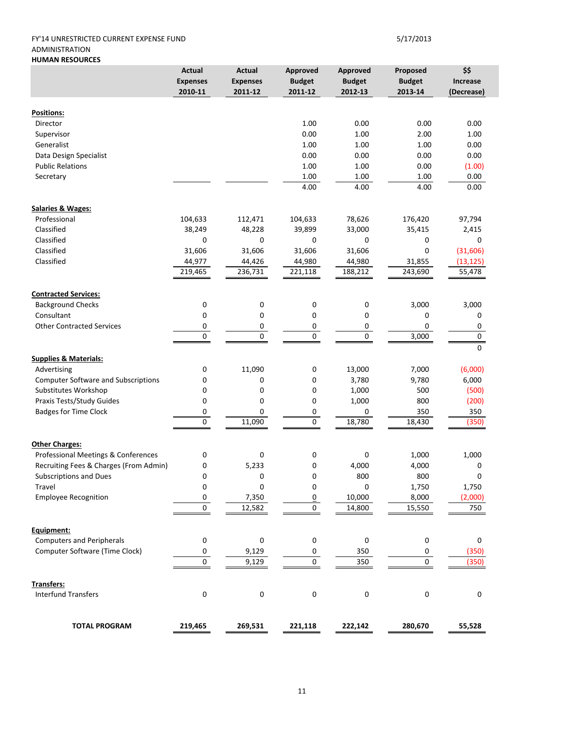FY'14 UNRESTRICTED CURRENT EXPENSE FUND 5/17/2013

ADMINISTRATION

**HUMAN RESOURCES**

| | Actual Expenses 2010-11 | Actual Expenses 2011-12 | Approved Budget 2011-12 | Approved Budget 2012-13 | Proposed Budget 2013-14 | $$ Increase (Decrease) |
|---|---|---|---|---|---|---|
| **Positions:** | | | | | | |
| Director | | | 1.00 | 0.00 | 0.00 | 0.00 |
| Supervisor | | | 0.00 | 1.00 | 2.00 | 1.00 |
| Generalist | | | 1.00 | 1.00 | 1.00 | 0.00 |
| Data Design Specialist | | | 0.00 | 0.00 | 0.00 | 0.00 |
| Public Relations | | | 1.00 | 1.00 | 0.00 | (1.00) |
| Secretary | | | 1.00 | 1.00 | 1.00 | 0.00 |
| | | | 4.00 | 4.00 | 4.00 | 0.00 |
| **Salaries & Wages:** | | | | | | |
| Professional | 104,633 | 112,471 | 104,633 | 78,626 | 176,420 | 97,794 |
| Classified | 38,249 | 48,228 | 39,899 | 33,000 | 35,415 | 2,415 |
| Classified | 0 | 0 | 0 | 0 | 0 | 0 |
| Classified | 31,606 | 31,606 | 31,606 | 31,606 | 0 | (31,606) |
| Classified | 44,977 | 44,426 | 44,980 | 44,980 | 31,855 | (13,125) |
| | 219,465 | 236,731 | 221,118 | 188,212 | 243,690 | 55,478 |
| **Contracted Services:** | | | | | | |
| Background Checks | 0 | 0 | 0 | 0 | 3,000 | 3,000 |
| Consultant | 0 | 0 | 0 | 0 | 0 | 0 |
| Other Contracted Services | 0 | 0 | 0 | 0 | 0 | 0 |
| | 0 | 0 | 0 | 0 | 3,000 | 0 |
| | | | | | | 0 |
| **Supplies & Materials:** | | | | | | |
| Advertising | 0 | 11,090 | 0 | 13,000 | 7,000 | (6,000) |
| Computer Software and Subscriptions | 0 | 0 | 0 | 3,780 | 9,780 | 6,000 |
| Substitutes Workshop | 0 | 0 | 0 | 1,000 | 500 | (500) |
| Praxis Tests/Study Guides | 0 | 0 | 0 | 1,000 | 800 | (200) |
| Badges for Time Clock | 0 | 0 | 0 | 0 | 350 | 350 |
| | 0 | 11,090 | 0 | 18,780 | 18,430 | (350) |
| **Other Charges:** | | | | | | |
| Professional Meetings & Conferences | 0 | 0 | 0 | 0 | 1,000 | 1,000 |
| Recruiting Fees & Charges (From Admin) | 0 | 5,233 | 0 | 4,000 | 4,000 | 0 |
| Subscriptions and Dues | 0 | 0 | 0 | 800 | 800 | 0 |
| Travel | 0 | 0 | 0 | 0 | 1,750 | 1,750 |
| Employee Recognition | 0 | 7,350 | 0 | 10,000 | 8,000 | (2,000) |
| | 0 | 12,582 | 0 | 14,800 | 15,550 | 750 |
| **Equipment:** | | | | | | |
| Computers and Peripherals | 0 | 0 | 0 | 0 | 0 | 0 |
| Computer Software (Time Clock) | 0 | 9,129 | 0 | 350 | 0 | (350) |
| | 0 | 9,129 | 0 | 350 | 0 | (350) |
| **Transfers:** | | | | | | |
| Interfund Transfers | 0 | 0 | 0 | 0 | 0 | 0 |
| **TOTAL PROGRAM** | **219,465** | **269,531** | **221,118** | **222,142** | **280,670** | **55,528** |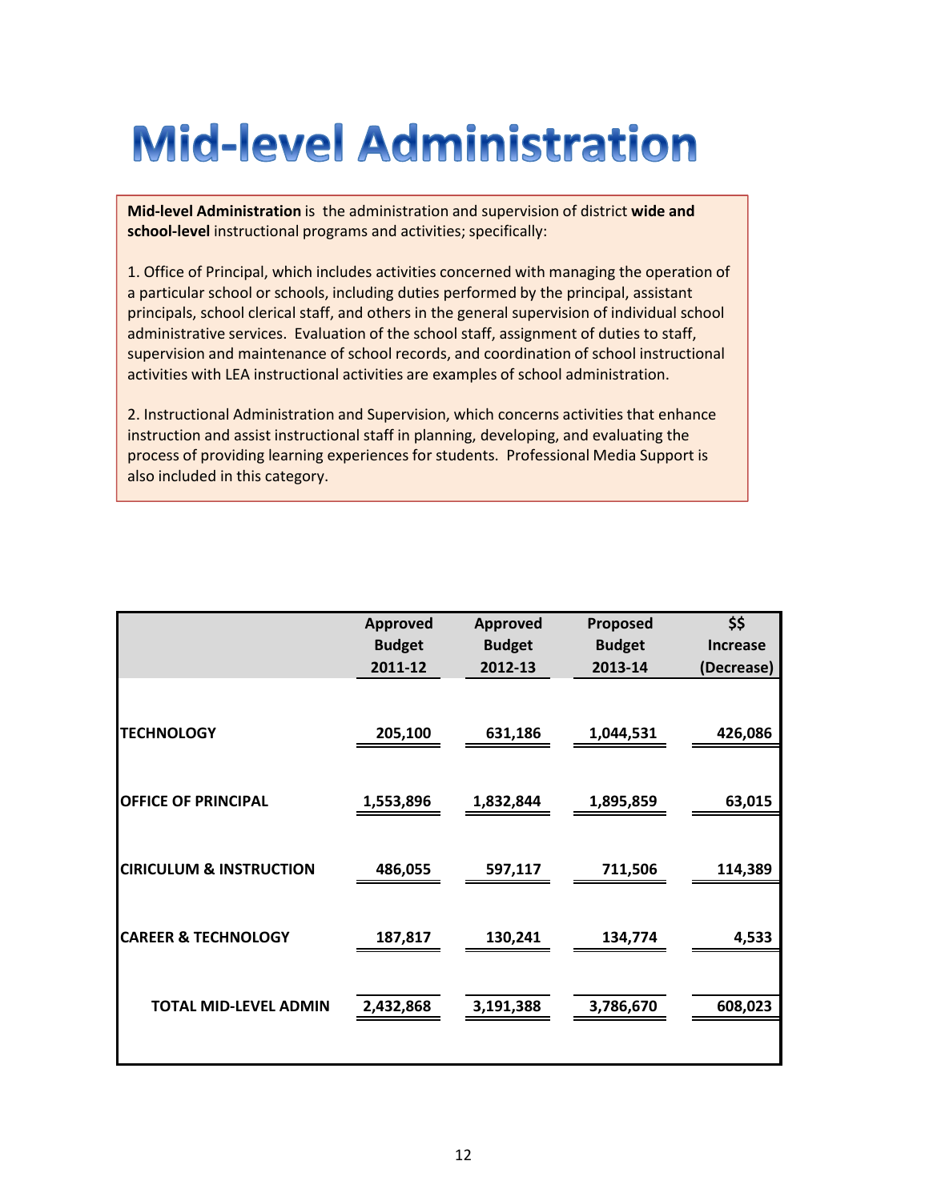# Mid-level Administration

**Mid-level Administration** is the administration and supervision of district **wide and school-level** instructional programs and activities; specifically:

1. Office of Principal, which includes activities concerned with managing the operation of a particular school or schools, including duties performed by the principal, assistant principals, school clerical staff, and others in the general supervision of individual school administrative services. Evaluation of the school staff, assignment of duties to staff, supervision and maintenance of school records, and coordination of school instructional activities with LEA instructional activities are examples of school administration.

2. Instructional Administration and Supervision, which concerns activities that enhance instruction and assist instructional staff in planning, developing, and evaluating the process of providing learning experiences for students. Professional Media Support is also included in this category.

| | Approved Budget 2011-12 | Approved Budget 2012-13 | Proposed Budget 2013-14 | $$ Increase (Decrease) |
|---|---|---|---|---|
| **TECHNOLOGY** | **205,100** | **631,186** | **1,044,531** | **426,086** |
| **OFFICE OF PRINCIPAL** | **1,553,896** | **1,832,844** | **1,895,859** | **63,015** |
| **CIRICULUM & INSTRUCTION** | **486,055** | **597,117** | **711,506** | **114,389** |
| **CAREER & TECHNOLOGY** | **187,817** | **130,241** | **134,774** | **4,533** |
| **TOTAL MID-LEVEL ADMIN** | **2,432,868** | **3,191,388** | **3,786,670** | **608,023** |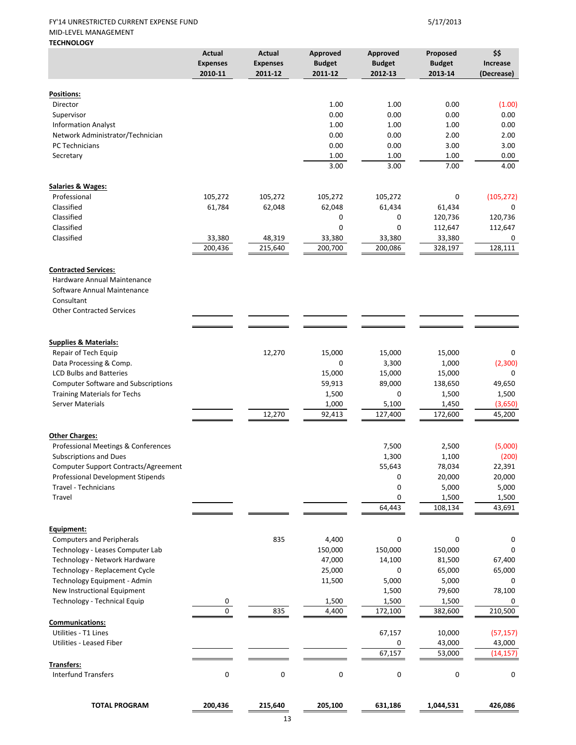FY'14 UNRESTRICTED CURRENT EXPENSE FUND
MID-LEVEL MANAGEMENT
**TECHNOLOGY**

5/17/2013

| | Actual Expenses 2010-11 | Actual Expenses 2011-12 | Approved Budget 2011-12 | Approved Budget 2012-13 | Proposed Budget 2013-14 | $$ Increase (Decrease) |
|---|---|---|---|---|---|---|
| **Positions:** | | | | | | |
| Director | | | 1.00 | 1.00 | 0.00 | (1.00) |
| Supervisor | | | 0.00 | 0.00 | 0.00 | 0.00 |
| Information Analyst | | | 1.00 | 1.00 | 1.00 | 0.00 |
| Network Administrator/Technician | | | 0.00 | 0.00 | 2.00 | 2.00 |
| PC Technicians | | | 0.00 | 0.00 | 3.00 | 3.00 |
| Secretary | | | 1.00 | 1.00 | 1.00 | 0.00 |
| | | | 3.00 | 3.00 | 7.00 | 4.00 |
| **Salaries & Wages:** | | | | | | |
| Professional | 105,272 | 105,272 | 105,272 | 105,272 | 0 | (105,272) |
| Classified | 61,784 | 62,048 | 62,048 | 61,434 | 61,434 | 0 |
| Classified | | | 0 | 0 | 120,736 | 120,736 |
| Classified | | | 0 | 0 | 112,647 | 112,647 |
| Classified | 33,380 | 48,319 | 33,380 | 33,380 | 33,380 | 0 |
| | 200,436 | 215,640 | 200,700 | 200,086 | 328,197 | 128,111 |
| **Contracted Services:** | | | | | | |
| Hardware Annual Maintenance | | | | | | |
| Software Annual Maintenance | | | | | | |
| Consultant | | | | | | |
| Other Contracted Services | | | | | | |
| | | | | | | |
| **Supplies & Materials:** | | | | | | |
| Repair of Tech Equip | | 12,270 | 15,000 | 15,000 | 15,000 | 0 |
| Data Processing & Comp. | | | 0 | 3,300 | 1,000 | (2,300) |
| LCD Bulbs and Batteries | | | 15,000 | 15,000 | 15,000 | 0 |
| Computer Software and Subscriptions | | | 59,913 | 89,000 | 138,650 | 49,650 |
| Training Materials for Techs | | | 1,500 | 0 | 1,500 | 1,500 |
| Server Materials | | | 1,000 | 5,100 | 1,450 | (3,650) |
| | | 12,270 | 92,413 | 127,400 | 172,600 | 45,200 |
| **Other Charges:** | | | | | | |
| Professional Meetings & Conferences | | | | 7,500 | 2,500 | (5,000) |
| Subscriptions and Dues | | | | 1,300 | 1,100 | (200) |
| Computer Support Contracts/Agreement | | | | 55,643 | 78,034 | 22,391 |
| Professional Development Stipends | | | | 0 | 20,000 | 20,000 |
| Travel - Technicians | | | | 0 | 5,000 | 5,000 |
| Travel | | | | 0 | 1,500 | 1,500 |
| | | | | 64,443 | 108,134 | 43,691 |
| **Equipment:** | | | | | | |
| Computers and Peripherals | | 835 | 4,400 | 0 | 0 | 0 |
| Technology - Leases Computer Lab | | | 150,000 | 150,000 | 150,000 | 0 |
| Technology - Network Hardware | | | 47,000 | 14,100 | 81,500 | 67,400 |
| Technology - Replacement Cycle | | | 25,000 | 0 | 65,000 | 65,000 |
| Technology Equipment - Admin | | | 11,500 | 5,000 | 5,000 | 0 |
| New Instructional Equipment | | | | 1,500 | 79,600 | 78,100 |
| Technology - Technical Equip | 0 | | 1,500 | 1,500 | 1,500 | 0 |
| | 0 | 835 | 4,400 | 172,100 | 382,600 | 210,500 |
| **Communications:** | | | | | | |
| Utilities - T1 Lines | | | | 67,157 | 10,000 | (57,157) |
| Utilities - Leased Fiber | | | | 0 | 43,000 | 43,000 |
| | | | | 67,157 | 53,000 | (14,157) |
| **Transfers:** | | | | | | |
| Interfund Transfers | 0 | 0 | 0 | 0 | 0 | 0 |
| **TOTAL PROGRAM** | **200,436** | **215,640** | **205,100** | **631,186** | **1,044,531** | **426,086** |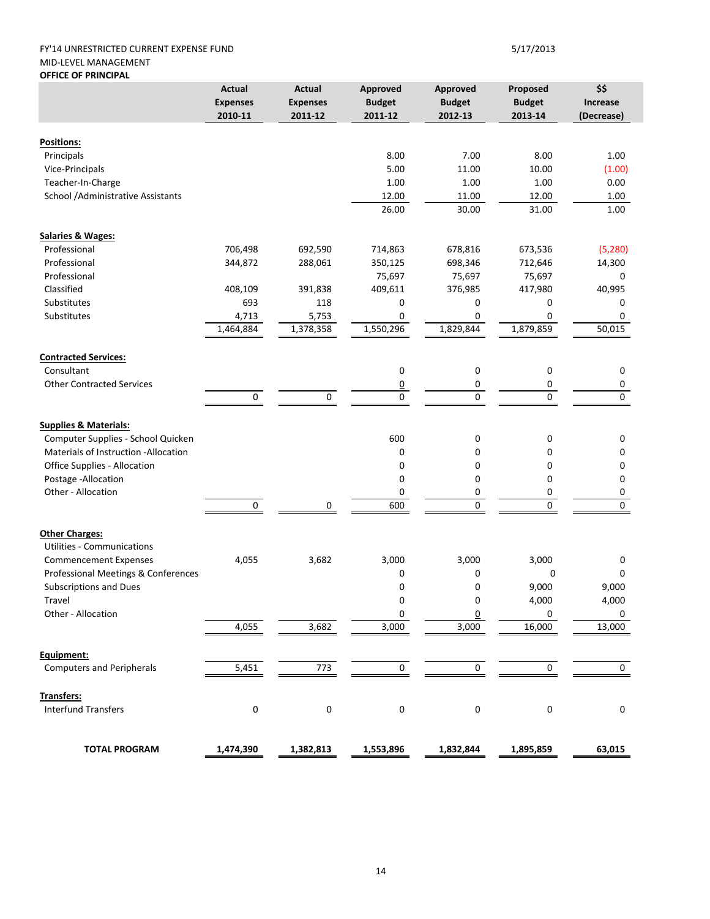FY'14 UNRESTRICTED CURRENT EXPENSE FUND 5/17/2013
MID-LEVEL MANAGEMENT
**OFFICE OF PRINCIPAL**

| | Actual Expenses 2010-11 | Actual Expenses 2011-12 | Approved Budget 2011-12 | Approved Budget 2012-13 | Proposed Budget 2013-14 | $$ Increase (Decrease) |
|---|---|---|---|---|---|---|
| **Positions:** | | | | | | |
| Principals | | | 8.00 | 7.00 | 8.00 | 1.00 |
| Vice-Principals | | | 5.00 | 11.00 | 10.00 | (1.00) |
| Teacher-In-Charge | | | 1.00 | 1.00 | 1.00 | 0.00 |
| School /Administrative Assistants | | | 12.00 | 11.00 | 12.00 | 1.00 |
| | | | 26.00 | 30.00 | 31.00 | 1.00 |
| **Salaries & Wages:** | | | | | | |
| Professional | 706,498 | 692,590 | 714,863 | 678,816 | 673,536 | (5,280) |
| Professional | 344,872 | 288,061 | 350,125 | 698,346 | 712,646 | 14,300 |
| Professional | | | 75,697 | 75,697 | 75,697 | 0 |
| Classified | 408,109 | 391,838 | 409,611 | 376,985 | 417,980 | 40,995 |
| Substitutes | 693 | 118 | 0 | 0 | 0 | 0 |
| Substitutes | 4,713 | 5,753 | 0 | 0 | 0 | 0 |
| | 1,464,884 | 1,378,358 | 1,550,296 | 1,829,844 | 1,879,859 | 50,015 |
| **Contracted Services:** | | | | | | |
| Consultant | | | 0 | 0 | 0 | 0 |
| Other Contracted Services | | | 0 | 0 | 0 | 0 |
| | 0 | 0 | 0 | 0 | 0 | 0 |
| **Supplies & Materials:** | | | | | | |
| Computer Supplies - School Quicken | | | 600 | 0 | 0 | 0 |
| Materials of Instruction -Allocation | | | 0 | 0 | 0 | 0 |
| Office Supplies - Allocation | | | 0 | 0 | 0 | 0 |
| Postage -Allocation | | | 0 | 0 | 0 | 0 |
| Other - Allocation | | | 0 | 0 | 0 | 0 |
| | 0 | 0 | 600 | 0 | 0 | 0 |
| **Other Charges:** | | | | | | |
| Utilities - Communications | | | | | | |
| Commencement Expenses | 4,055 | 3,682 | 3,000 | 3,000 | 3,000 | 0 |
| Professional Meetings & Conferences | | | 0 | 0 | 0 | 0 |
| Subscriptions and Dues | | | 0 | 0 | 9,000 | 9,000 |
| Travel | | | 0 | 0 | 4,000 | 4,000 |
| Other - Allocation | | | 0 | 0 | 0 | 0 |
| | 4,055 | 3,682 | 3,000 | 3,000 | 16,000 | 13,000 |
| **Equipment:** | | | | | | |
| Computers and Peripherals | 5,451 | 773 | 0 | 0 | 0 | 0 |
| **Transfers:** | | | | | | |
| Interfund Transfers | 0 | 0 | 0 | 0 | 0 | 0 |
| **TOTAL PROGRAM** | **1,474,390** | **1,382,813** | **1,553,896** | **1,832,844** | **1,895,859** | **63,015** |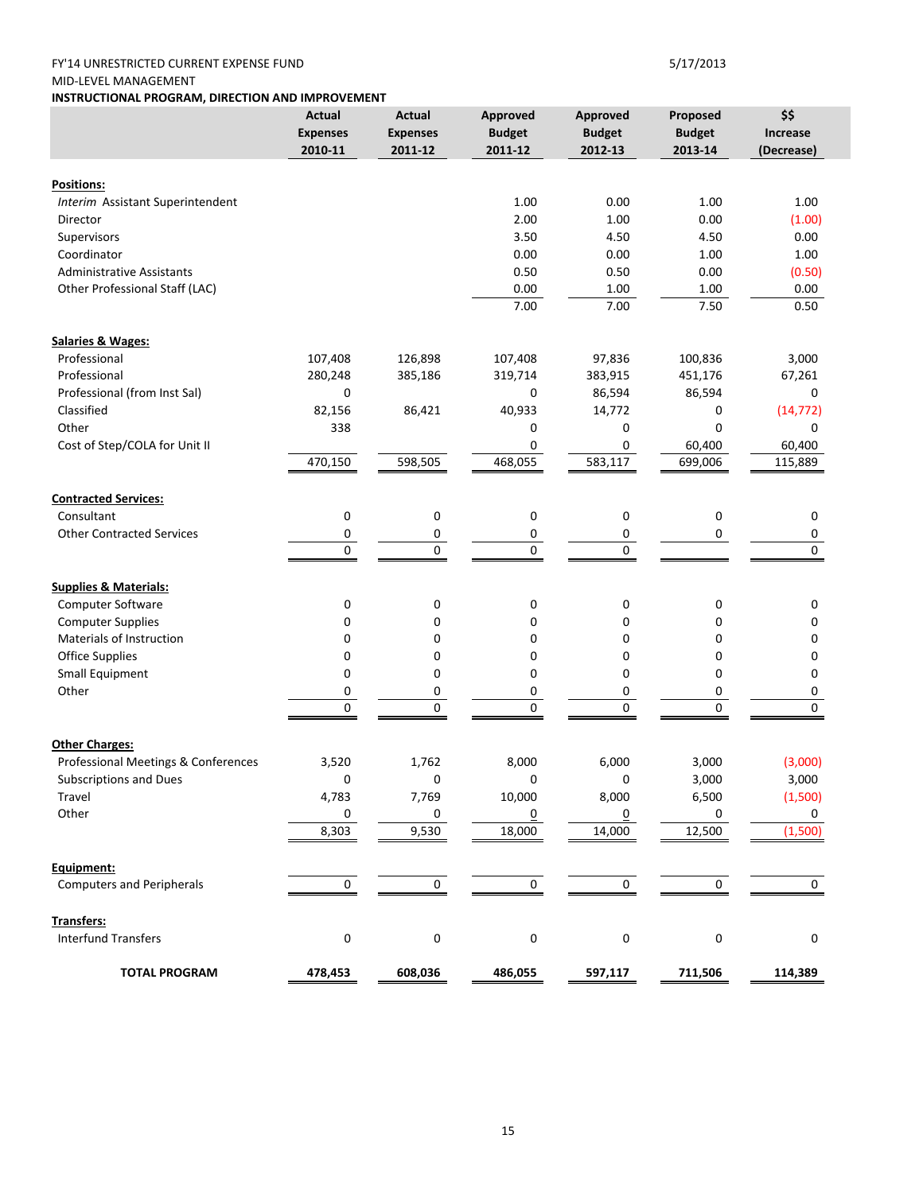FY'14 UNRESTRICTED CURRENT EXPENSE FUND

5/17/2013

MID-LEVEL MANAGEMENT

**INSTRUCTIONAL PROGRAM, DIRECTION AND IMPROVEMENT**

| | Actual Expenses 2010-11 | Actual Expenses 2011-12 | Approved Budget 2011-12 | Approved Budget 2012-13 | Proposed Budget 2013-14 | $$ Increase (Decrease) |
|---|---|---|---|---|---|---|
| **Positions:** | | | | | | |
| *Interim* Assistant Superintendent | | | 1.00 | 0.00 | 1.00 | 1.00 |
| Director | | | 2.00 | 1.00 | 0.00 | (1.00) |
| Supervisors | | | 3.50 | 4.50 | 4.50 | 0.00 |
| Coordinator | | | 0.00 | 0.00 | 1.00 | 1.00 |
| Administrative Assistants | | | 0.50 | 0.50 | 0.00 | (0.50) |
| Other Professional Staff (LAC) | | | 0.00 | 1.00 | 1.00 | 0.00 |
| | | | 7.00 | 7.00 | 7.50 | 0.50 |
| **Salaries & Wages:** | | | | | | |
| Professional | 107,408 | 126,898 | 107,408 | 97,836 | 100,836 | 3,000 |
| Professional | 280,248 | 385,186 | 319,714 | 383,915 | 451,176 | 67,261 |
| Professional (from Inst Sal) | 0 | | 0 | 86,594 | 86,594 | 0 |
| Classified | 82,156 | 86,421 | 40,933 | 14,772 | 0 | (14,772) |
| Other | 338 | | 0 | 0 | 0 | 0 |
| Cost of Step/COLA for Unit II | | | 0 | 0 | 60,400 | 60,400 |
| | 470,150 | 598,505 | 468,055 | 583,117 | 699,006 | 115,889 |
| **Contracted Services:** | | | | | | |
| Consultant | 0 | 0 | 0 | 0 | 0 | 0 |
| Other Contracted Services | 0 | 0 | 0 | 0 | 0 | 0 |
| | 0 | 0 | 0 | 0 | | 0 |
| **Supplies & Materials:** | | | | | | |
| Computer Software | 0 | 0 | 0 | 0 | 0 | 0 |
| Computer Supplies | 0 | 0 | 0 | 0 | 0 | 0 |
| Materials of Instruction | 0 | 0 | 0 | 0 | 0 | 0 |
| Office Supplies | 0 | 0 | 0 | 0 | 0 | 0 |
| Small Equipment | 0 | 0 | 0 | 0 | 0 | 0 |
| Other | 0 | 0 | 0 | 0 | 0 | 0 |
| | 0 | 0 | 0 | 0 | 0 | 0 |
| **Other Charges:** | | | | | | |
| Professional Meetings & Conferences | 3,520 | 1,762 | 8,000 | 6,000 | 3,000 | (3,000) |
| Subscriptions and Dues | 0 | 0 | 0 | 0 | 3,000 | 3,000 |
| Travel | 4,783 | 7,769 | 10,000 | 8,000 | 6,500 | (1,500) |
| Other | 0 | 0 | 0 | 0 | 0 | 0 |
| | 8,303 | 9,530 | 18,000 | 14,000 | 12,500 | (1,500) |
| **Equipment:** | | | | | | |
| Computers and Peripherals | 0 | 0 | 0 | 0 | 0 | 0 |
| **Transfers:** | | | | | | |
| Interfund Transfers | 0 | 0 | 0 | 0 | 0 | 0 |
| **TOTAL PROGRAM** | **478,453** | **608,036** | **486,055** | **597,117** | **711,506** | **114,389** |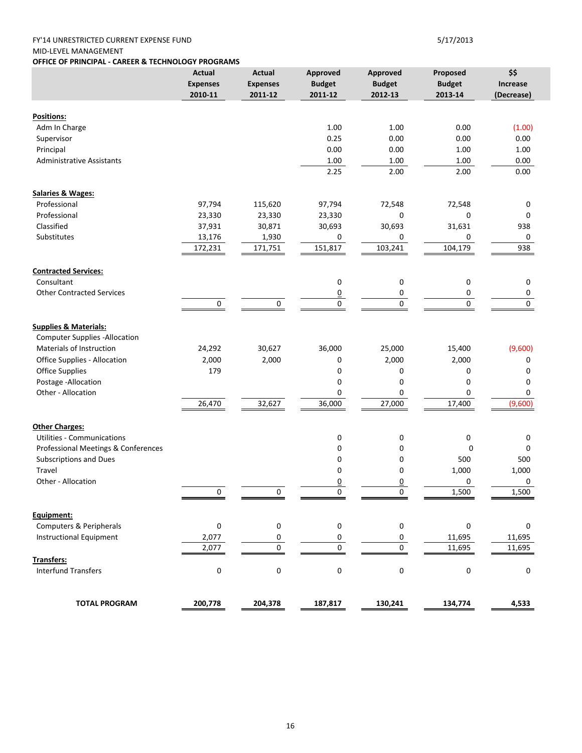FY'14 UNRESTRICTED CURRENT EXPENSE FUND

5/17/2013

MID-LEVEL MANAGEMENT

**OFFICE OF PRINCIPAL - CAREER & TECHNOLOGY PROGRAMS**

| | Actual Expenses 2010-11 | Actual Expenses 2011-12 | Approved Budget 2011-12 | Approved Budget 2012-13 | Proposed Budget 2013-14 | $$ Increase (Decrease) |
|---|---|---|---|---|---|---|
| **Positions:** | | | | | | |
| Adm In Charge | | | 1.00 | 1.00 | 0.00 | (1.00) |
| Supervisor | | | 0.25 | 0.00 | 0.00 | 0.00 |
| Principal | | | 0.00 | 0.00 | 1.00 | 1.00 |
| Administrative Assistants | | | 1.00 | 1.00 | 1.00 | 0.00 |
| | | | 2.25 | 2.00 | 2.00 | 0.00 |
| **Salaries & Wages:** | | | | | | |
| Professional | 97,794 | 115,620 | 97,794 | 72,548 | 72,548 | 0 |
| Professional | 23,330 | 23,330 | 23,330 | 0 | 0 | 0 |
| Classified | 37,931 | 30,871 | 30,693 | 30,693 | 31,631 | 938 |
| Substitutes | 13,176 | 1,930 | 0 | 0 | 0 | 0 |
| | 172,231 | 171,751 | 151,817 | 103,241 | 104,179 | 938 |
| **Contracted Services:** | | | | | | |
| Consultant | | | 0 | 0 | 0 | 0 |
| Other Contracted Services | | | 0 | 0 | 0 | 0 |
| | 0 | 0 | 0 | 0 | 0 | 0 |
| **Supplies & Materials:** | | | | | | |
| Computer Supplies -Allocation | | | | | | |
| Materials of Instruction | 24,292 | 30,627 | 36,000 | 25,000 | 15,400 | (9,600) |
| Office Supplies - Allocation | 2,000 | 2,000 | 0 | 2,000 | 2,000 | 0 |
| Office Supplies | 179 | | 0 | 0 | 0 | 0 |
| Postage -Allocation | | | 0 | 0 | 0 | 0 |
| Other - Allocation | | | 0 | 0 | 0 | 0 |
| | 26,470 | 32,627 | 36,000 | 27,000 | 17,400 | (9,600) |
| **Other Charges:** | | | | | | |
| Utilities - Communications | | | 0 | 0 | 0 | 0 |
| Professional Meetings & Conferences | | | 0 | 0 | 0 | 0 |
| Subscriptions and Dues | | | 0 | 0 | 500 | 500 |
| Travel | | | 0 | 0 | 1,000 | 1,000 |
| Other - Allocation | | | 0 | 0 | 0 | 0 |
| | 0 | 0 | 0 | 0 | 1,500 | 1,500 |
| **Equipment:** | | | | | | |
| Computers & Peripherals | 0 | 0 | 0 | 0 | 0 | 0 |
| Instructional Equipment | 2,077 | 0 | 0 | 0 | 11,695 | 11,695 |
| | 2,077 | 0 | 0 | 0 | 11,695 | 11,695 |
| **Transfers:** | | | | | | |
| Interfund Transfers | 0 | 0 | 0 | 0 | 0 | 0 |
| **TOTAL PROGRAM** | **200,778** | **204,378** | **187,817** | **130,241** | **134,774** | **4,533** |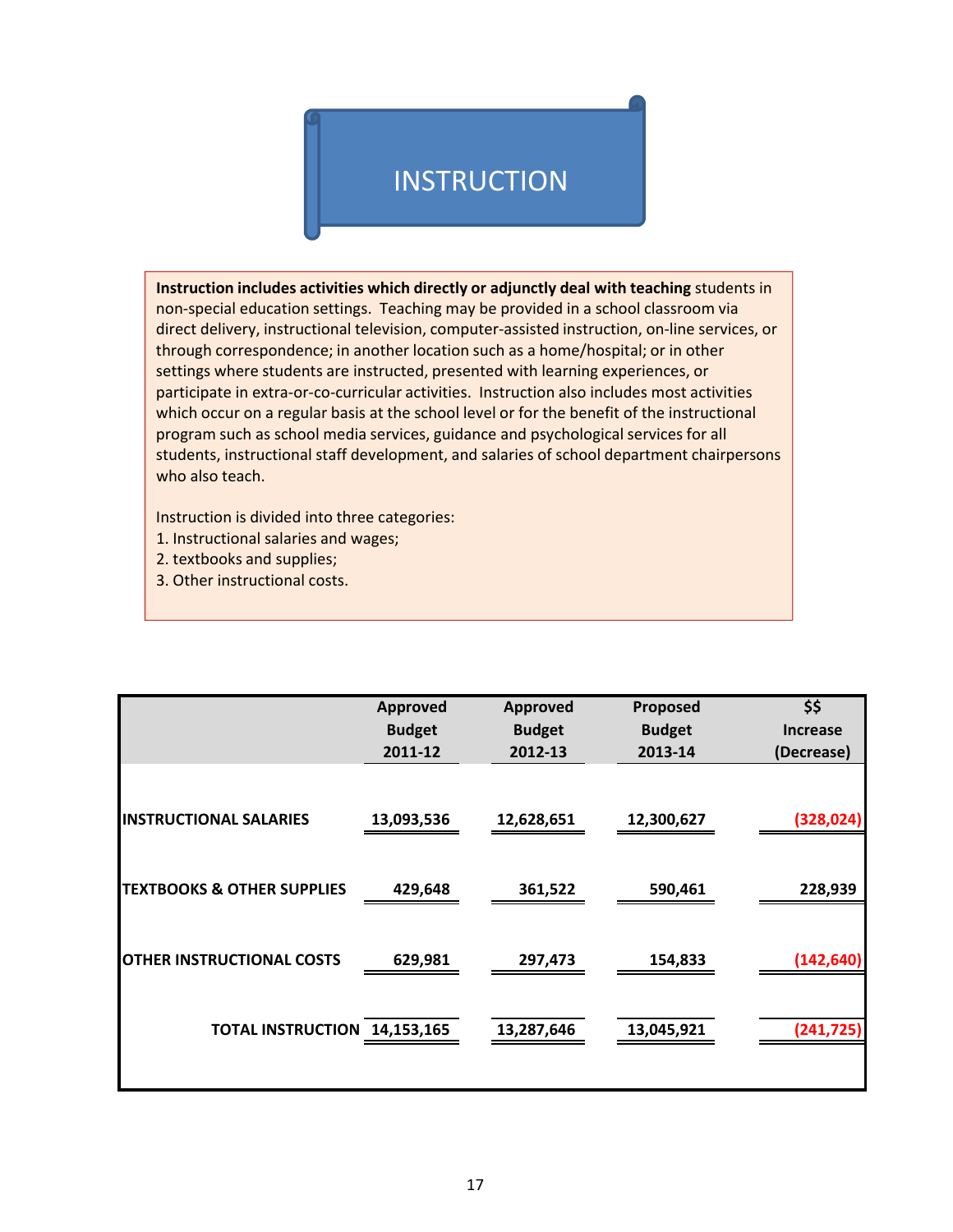# INSTRUCTION

**Instruction includes activities which directly or adjunctly deal with teaching** students in non-special education settings. Teaching may be provided in a school classroom via direct delivery, instructional television, computer-assisted instruction, on-line services, or through correspondence; in another location such as a home/hospital; or in other settings where students are instructed, presented with learning experiences, or participate in extra-or-co-curricular activities. Instruction also includes most activities which occur on a regular basis at the school level or for the benefit of the instructional program such as school media services, guidance and psychological services for all students, instructional staff development, and salaries of school department chairpersons who also teach.

Instruction is divided into three categories:
1. Instructional salaries and wages;
2. textbooks and supplies;
3. Other instructional costs.

| | Approved Budget 2011-12 | Approved Budget 2012-13 | Proposed Budget 2013-14 | $$ Increase (Decrease) |
|---|---|---|---|---|
| **INSTRUCTIONAL SALARIES** | 13,093,536 | 12,628,651 | 12,300,627 | (328,024) |
| **TEXTBOOKS & OTHER SUPPLIES** | 429,648 | 361,522 | 590,461 | 228,939 |
| **OTHER INSTRUCTIONAL COSTS** | 629,981 | 297,473 | 154,833 | (142,640) |
| **TOTAL INSTRUCTION** | 14,153,165 | 13,287,646 | 13,045,921 | (241,725) |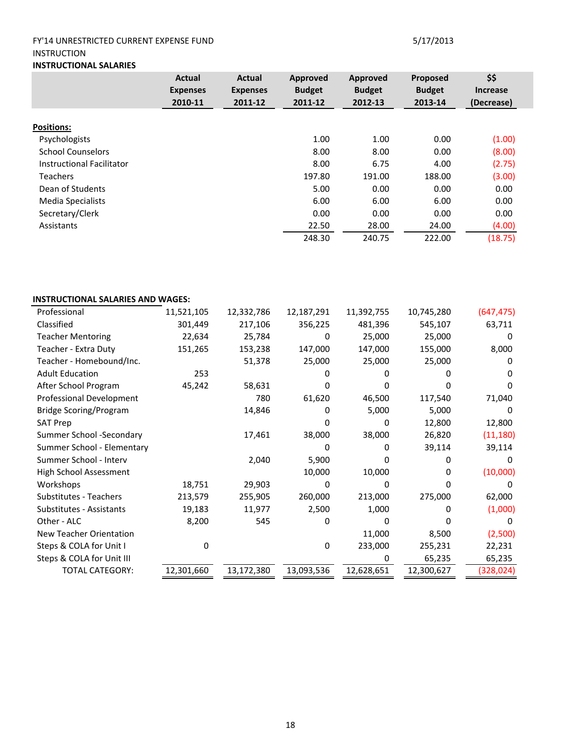FY'14 UNRESTRICTED CURRENT EXPENSE FUND

5/17/2013

INSTRUCTION

**INSTRUCTIONAL SALARIES**

| | Actual Expenses 2010-11 | Actual Expenses 2011-12 | Approved Budget 2011-12 | Approved Budget 2012-13 | Proposed Budget 2013-14 | $$ Increase (Decrease) |
|---|---|---|---|---|---|---|
| **Positions:** | | | | | | |
| Psychologists | | | 1.00 | 1.00 | 0.00 | (1.00) |
| School Counselors | | | 8.00 | 8.00 | 0.00 | (8.00) |
| Instructional Facilitator | | | 8.00 | 6.75 | 4.00 | (2.75) |
| Teachers | | | 197.80 | 191.00 | 188.00 | (3.00) |
| Dean of Students | | | 5.00 | 0.00 | 0.00 | 0.00 |
| Media Specialists | | | 6.00 | 6.00 | 6.00 | 0.00 |
| Secretary/Clerk | | | 0.00 | 0.00 | 0.00 | 0.00 |
| Assistants | | | 22.50 | 28.00 | 24.00 | (4.00) |
| | | | 248.30 | 240.75 | 222.00 | (18.75) |

**INSTRUCTIONAL SALARIES AND WAGES:**

| | Actual Expenses 2010-11 | Actual Expenses 2011-12 | Approved Budget 2011-12 | Approved Budget 2012-13 | Proposed Budget 2013-14 | $$ Increase (Decrease) |
|---|---|---|---|---|---|---|
| Professional | 11,521,105 | 12,332,786 | 12,187,291 | 11,392,755 | 10,745,280 | (647,475) |
| Classified | 301,449 | 217,106 | 356,225 | 481,396 | 545,107 | 63,711 |
| Teacher Mentoring | 22,634 | 25,784 | 0 | 25,000 | 25,000 | 0 |
| Teacher - Extra Duty | 151,265 | 153,238 | 147,000 | 147,000 | 155,000 | 8,000 |
| Teacher - Homebound/Inc. | | 51,378 | 25,000 | 25,000 | 25,000 | 0 |
| Adult Education | 253 | | 0 | 0 | 0 | 0 |
| After School Program | 45,242 | 58,631 | 0 | 0 | 0 | 0 |
| Professional Development | | 780 | 61,620 | 46,500 | 117,540 | 71,040 |
| Bridge Scoring/Program | | 14,846 | 0 | 5,000 | 5,000 | 0 |
| SAT Prep | | | 0 | 0 | 12,800 | 12,800 |
| Summer School -Secondary | | 17,461 | 38,000 | 38,000 | 26,820 | (11,180) |
| Summer School - Elementary | | | 0 | 0 | 39,114 | 39,114 |
| Summer School - Interv | | 2,040 | 5,900 | 0 | 0 | 0 |
| High School Assessment | | | 10,000 | 10,000 | 0 | (10,000) |
| Workshops | 18,751 | 29,903 | 0 | 0 | 0 | 0 |
| Substitutes - Teachers | 213,579 | 255,905 | 260,000 | 213,000 | 275,000 | 62,000 |
| Substitutes - Assistants | 19,183 | 11,977 | 2,500 | 1,000 | 0 | (1,000) |
| Other - ALC | 8,200 | 545 | 0 | 0 | 0 | 0 |
| New Teacher Orientation | | | | 11,000 | 8,500 | (2,500) |
| Steps & COLA for Unit I | 0 | | 0 | 233,000 | 255,231 | 22,231 |
| Steps & COLA for Unit III | | | | 0 | 65,235 | 65,235 |
| TOTAL CATEGORY: | 12,301,660 | 13,172,380 | 13,093,536 | 12,628,651 | 12,300,627 | (328,024) |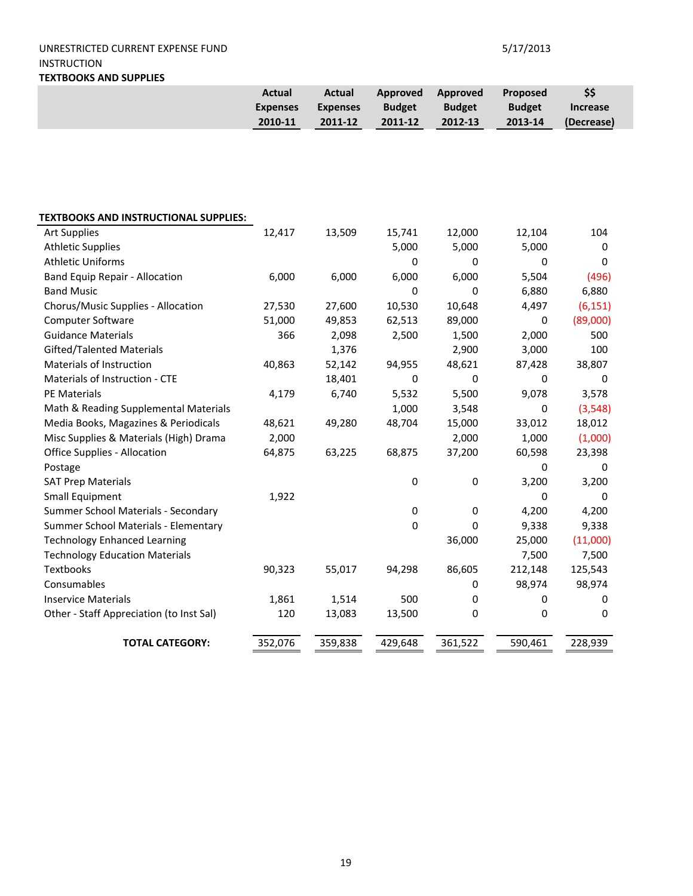UNRESTRICTED CURRENT EXPENSE FUND

5/17/2013

INSTRUCTION

**TEXTBOOKS AND SUPPLIES**

| | Actual Expenses 2010-11 | Actual Expenses 2011-12 | Approved Budget 2011-12 | Approved Budget 2012-13 | Proposed Budget 2013-14 | $$ Increase (Decrease) |
|---|---|---|---|---|---|---|
| **TEXTBOOKS AND INSTRUCTIONAL SUPPLIES:** | | | | | | |
| Art Supplies | 12,417 | 13,509 | 15,741 | 12,000 | 12,104 | 104 |
| Athletic Supplies | | | 5,000 | 5,000 | 5,000 | 0 |
| Athletic Uniforms | | | 0 | 0 | 0 | 0 |
| Band Equip Repair - Allocation | 6,000 | 6,000 | 6,000 | 6,000 | 5,504 | (496) |
| Band Music | | | 0 | 0 | 6,880 | 6,880 |
| Chorus/Music Supplies - Allocation | 27,530 | 27,600 | 10,530 | 10,648 | 4,497 | (6,151) |
| Computer Software | 51,000 | 49,853 | 62,513 | 89,000 | 0 | (89,000) |
| Guidance Materials | 366 | 2,098 | 2,500 | 1,500 | 2,000 | 500 |
| Gifted/Talented Materials | | 1,376 | | 2,900 | 3,000 | 100 |
| Materials of Instruction | 40,863 | 52,142 | 94,955 | 48,621 | 87,428 | 38,807 |
| Materials of Instruction - CTE | | 18,401 | 0 | 0 | 0 | 0 |
| PE Materials | 4,179 | 6,740 | 5,532 | 5,500 | 9,078 | 3,578 |
| Math & Reading Supplemental Materials | | | 1,000 | 3,548 | 0 | (3,548) |
| Media Books, Magazines & Periodicals | 48,621 | 49,280 | 48,704 | 15,000 | 33,012 | 18,012 |
| Misc Supplies & Materials (High) Drama | 2,000 | | | 2,000 | 1,000 | (1,000) |
| Office Supplies - Allocation | 64,875 | 63,225 | 68,875 | 37,200 | 60,598 | 23,398 |
| Postage | | | | | 0 | 0 |
| SAT Prep Materials | | | 0 | 0 | 3,200 | 3,200 |
| Small Equipment | 1,922 | | | | 0 | 0 |
| Summer School Materials - Secondary | | | 0 | 0 | 4,200 | 4,200 |
| Summer School Materials - Elementary | | | 0 | 0 | 9,338 | 9,338 |
| Technology Enhanced Learning | | | | 36,000 | 25,000 | (11,000) |
| Technology Education Materials | | | | | 7,500 | 7,500 |
| Textbooks | 90,323 | 55,017 | 94,298 | 86,605 | 212,148 | 125,543 |
| Consumables | | | | 0 | 98,974 | 98,974 |
| Inservice Materials | 1,861 | 1,514 | 500 | 0 | 0 | 0 |
| Other - Staff Appreciation (to Inst Sal) | 120 | 13,083 | 13,500 | 0 | 0 | 0 |
| **TOTAL CATEGORY:** | 352,076 | 359,838 | 429,648 | 361,522 | 590,461 | 228,939 |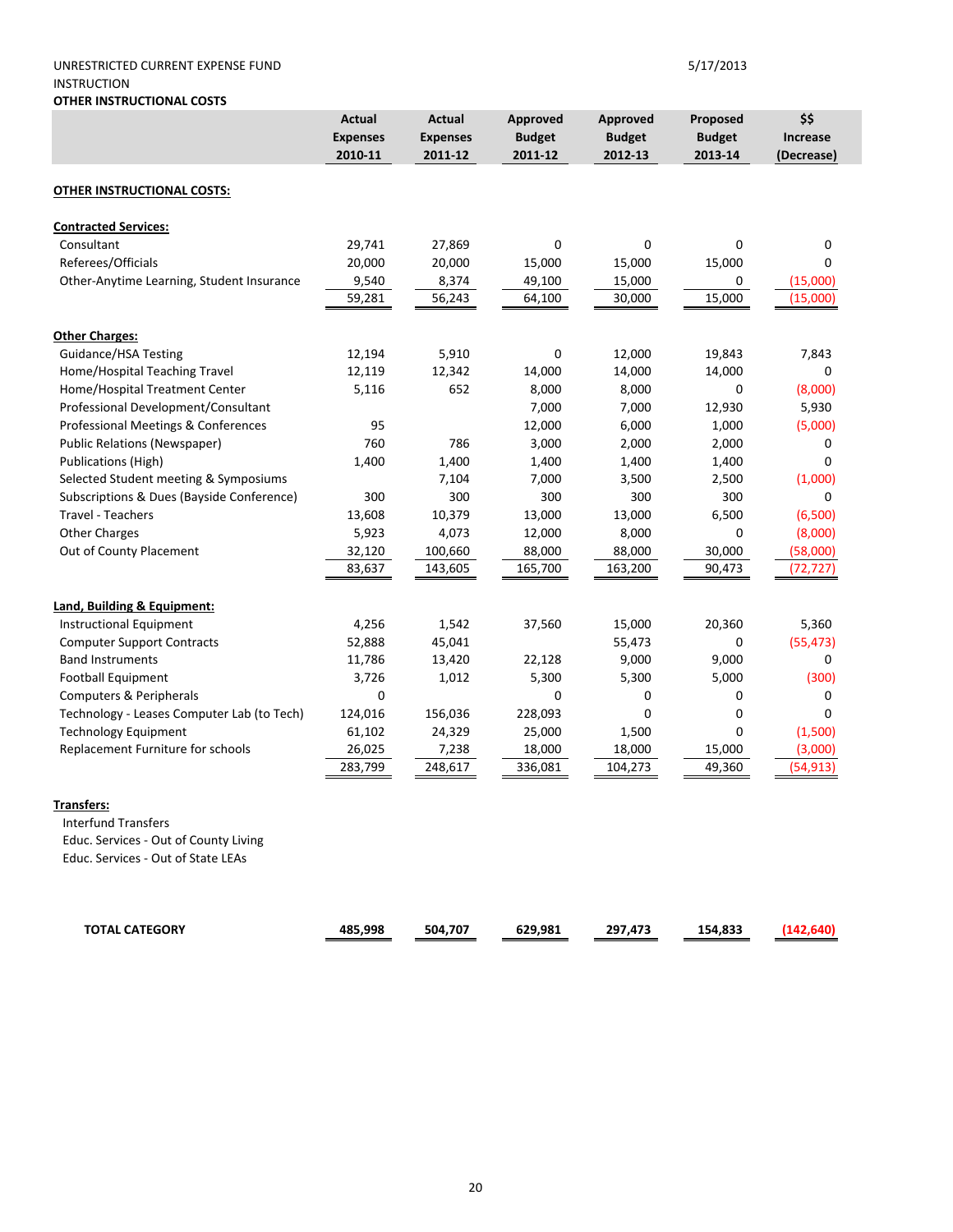UNRESTRICTED CURRENT EXPENSE FUND
INSTRUCTION
**OTHER INSTRUCTIONAL COSTS**

5/17/2013

| | Actual Expenses 2010-11 | Actual Expenses 2011-12 | Approved Budget 2011-12 | Approved Budget 2012-13 | Proposed Budget 2013-14 | $$ Increase (Decrease) |
|---|---|---|---|---|---|---|
| **OTHER INSTRUCTIONAL COSTS:** | | | | | | |
| **Contracted Services:** | | | | | | |
| Consultant | 29,741 | 27,869 | 0 | 0 | 0 | 0 |
| Referees/Officials | 20,000 | 20,000 | 15,000 | 15,000 | 15,000 | 0 |
| Other-Anytime Learning, Student Insurance | 9,540 | 8,374 | 49,100 | 15,000 | 0 | (15,000) |
| | 59,281 | 56,243 | 64,100 | 30,000 | 15,000 | (15,000) |
| **Other Charges:** | | | | | | |
| Guidance/HSA Testing | 12,194 | 5,910 | 0 | 12,000 | 19,843 | 7,843 |
| Home/Hospital Teaching Travel | 12,119 | 12,342 | 14,000 | 14,000 | 14,000 | 0 |
| Home/Hospital Treatment Center | 5,116 | 652 | 8,000 | 8,000 | 0 | (8,000) |
| Professional Development/Consultant | | | 7,000 | 7,000 | 12,930 | 5,930 |
| Professional Meetings & Conferences | 95 | | 12,000 | 6,000 | 1,000 | (5,000) |
| Public Relations (Newspaper) | 760 | 786 | 3,000 | 2,000 | 2,000 | 0 |
| Publications (High) | 1,400 | 1,400 | 1,400 | 1,400 | 1,400 | 0 |
| Selected Student meeting & Symposiums | | 7,104 | 7,000 | 3,500 | 2,500 | (1,000) |
| Subscriptions & Dues (Bayside Conference) | 300 | 300 | 300 | 300 | 300 | 0 |
| Travel - Teachers | 13,608 | 10,379 | 13,000 | 13,000 | 6,500 | (6,500) |
| Other Charges | 5,923 | 4,073 | 12,000 | 8,000 | 0 | (8,000) |
| Out of County Placement | 32,120 | 100,660 | 88,000 | 88,000 | 30,000 | (58,000) |
| | 83,637 | 143,605 | 165,700 | 163,200 | 90,473 | (72,727) |
| **Land, Building & Equipment:** | | | | | | |
| Instructional Equipment | 4,256 | 1,542 | 37,560 | 15,000 | 20,360 | 5,360 |
| Computer Support Contracts | 52,888 | 45,041 | | 55,473 | 0 | (55,473) |
| Band Instruments | 11,786 | 13,420 | 22,128 | 9,000 | 9,000 | 0 |
| Football Equipment | 3,726 | 1,012 | 5,300 | 5,300 | 5,000 | (300) |
| Computers & Peripherals | 0 | | 0 | 0 | 0 | 0 |
| Technology - Leases Computer Lab (to Tech) | 124,016 | 156,036 | 228,093 | 0 | 0 | 0 |
| Technology Equipment | 61,102 | 24,329 | 25,000 | 1,500 | 0 | (1,500) |
| Replacement Furniture for schools | 26,025 | 7,238 | 18,000 | 18,000 | 15,000 | (3,000) |
| | 283,799 | 248,617 | 336,081 | 104,273 | 49,360 | (54,913) |
| **Transfers:** | | | | | | |
| Interfund Transfers | | | | | | |
| Educ. Services - Out of County Living | | | | | | |
| Educ. Services - Out of State LEAs | | | | | | |
| **TOTAL CATEGORY** | **485,998** | **504,707** | **629,981** | **297,473** | **154,833** | **(142,640)** |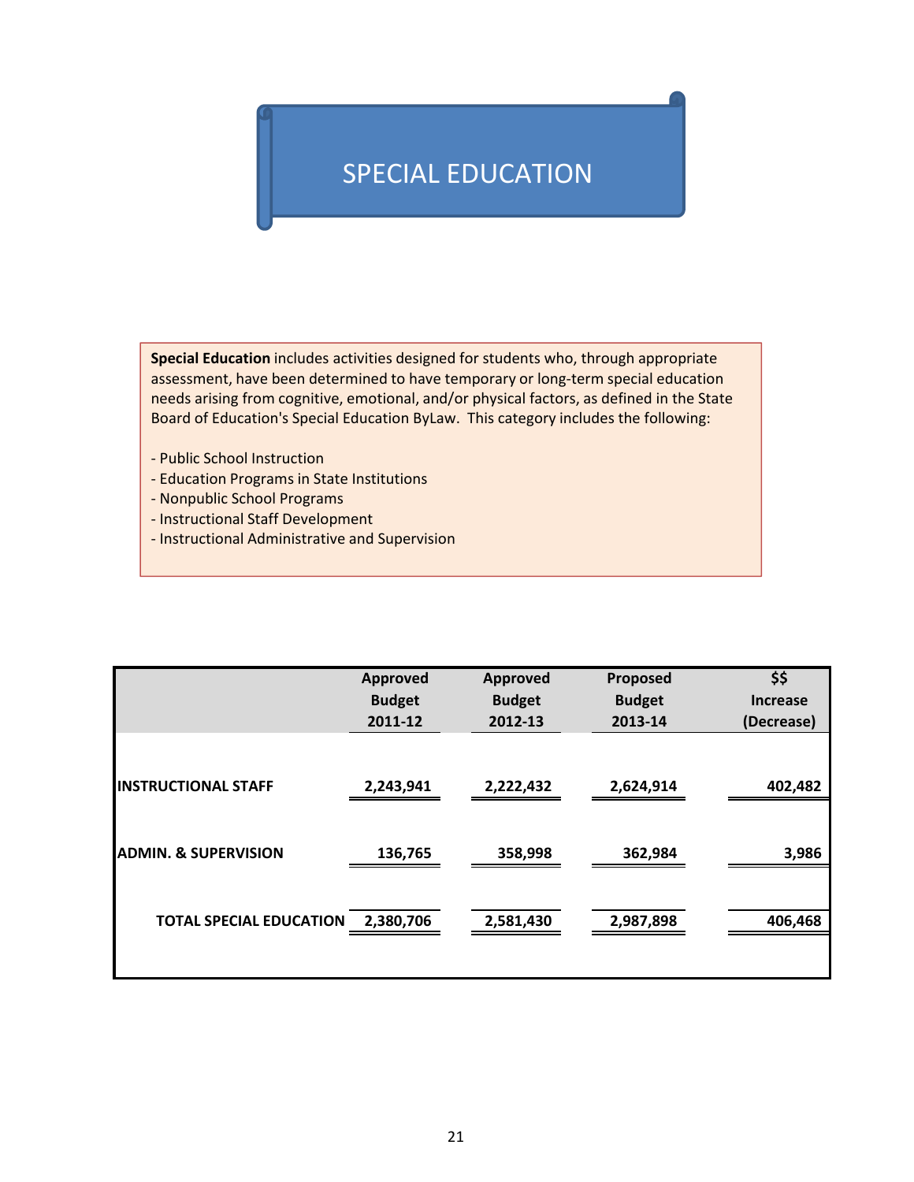# SPECIAL EDUCATION

**Special Education** includes activities designed for students who, through appropriate assessment, have been determined to have temporary or long-term special education needs arising from cognitive, emotional, and/or physical factors, as defined in the State Board of Education's Special Education ByLaw. This category includes the following:

- Public School Instruction
- Education Programs in State Institutions
- Nonpublic School Programs
- Instructional Staff Development
- Instructional Administrative and Supervision

| | Approved Budget 2011-12 | Approved Budget 2012-13 | Proposed Budget 2013-14 | $$ Increase (Decrease) |
|---|---|---|---|---|
| **INSTRUCTIONAL STAFF** | **2,243,941** | **2,222,432** | **2,624,914** | **402,482** |
| **ADMIN. & SUPERVISION** | **136,765** | **358,998** | **362,984** | **3,986** |
| **TOTAL SPECIAL EDUCATION** | **2,380,706** | **2,581,430** | **2,987,898** | **406,468** |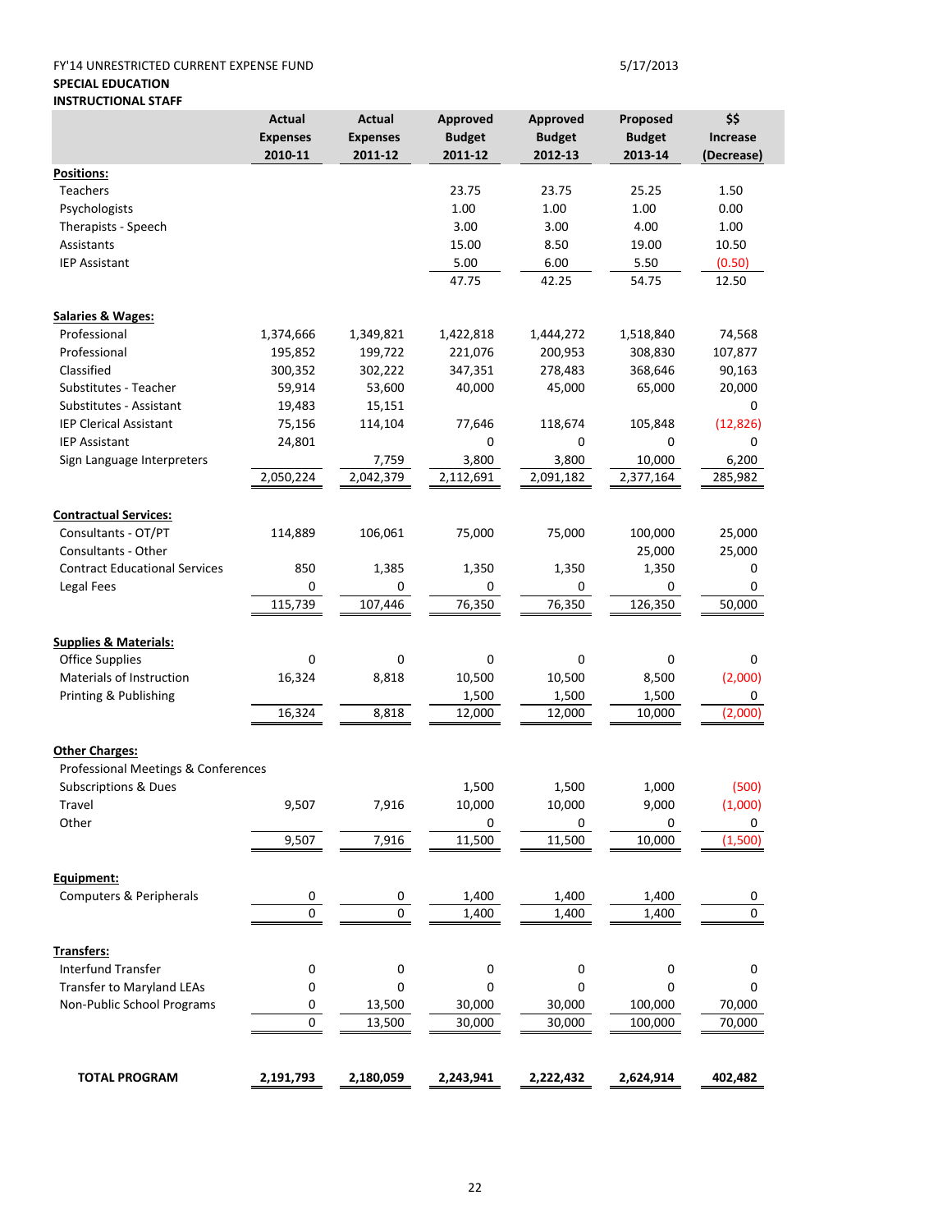FY'14 UNRESTRICTED CURRENT EXPENSE FUND 5/17/2013

**SPECIAL EDUCATION**

**INSTRUCTIONAL STAFF**

| | Actual Expenses 2010-11 | Actual Expenses 2011-12 | Approved Budget 2011-12 | Approved Budget 2012-13 | Proposed Budget 2013-14 | $$ Increase (Decrease) |
|---|---|---|---|---|---|---|
| **Positions:** | | | | | | |
| Teachers | | | 23.75 | 23.75 | 25.25 | 1.50 |
| Psychologists | | | 1.00 | 1.00 | 1.00 | 0.00 |
| Therapists - Speech | | | 3.00 | 3.00 | 4.00 | 1.00 |
| Assistants | | | 15.00 | 8.50 | 19.00 | 10.50 |
| IEP Assistant | | | 5.00 | 6.00 | 5.50 | (0.50) |
| | | | 47.75 | 42.25 | 54.75 | 12.50 |
| **Salaries & Wages:** | | | | | | |
| Professional | 1,374,666 | 1,349,821 | 1,422,818 | 1,444,272 | 1,518,840 | 74,568 |
| Professional | 195,852 | 199,722 | 221,076 | 200,953 | 308,830 | 107,877 |
| Classified | 300,352 | 302,222 | 347,351 | 278,483 | 368,646 | 90,163 |
| Substitutes - Teacher | 59,914 | 53,600 | 40,000 | 45,000 | 65,000 | 20,000 |
| Substitutes - Assistant | 19,483 | 15,151 | | | | 0 |
| IEP Clerical Assistant | 75,156 | 114,104 | 77,646 | 118,674 | 105,848 | (12,826) |
| IEP Assistant | 24,801 | | 0 | 0 | 0 | 0 |
| Sign Language Interpreters | | 7,759 | 3,800 | 3,800 | 10,000 | 6,200 |
| | 2,050,224 | 2,042,379 | 2,112,691 | 2,091,182 | 2,377,164 | 285,982 |
| **Contractual Services:** | | | | | | |
| Consultants - OT/PT | 114,889 | 106,061 | 75,000 | 75,000 | 100,000 | 25,000 |
| Consultants - Other | | | | | 25,000 | 25,000 |
| Contract Educational Services | 850 | 1,385 | 1,350 | 1,350 | 1,350 | 0 |
| Legal Fees | 0 | 0 | 0 | 0 | 0 | 0 |
| | 115,739 | 107,446 | 76,350 | 76,350 | 126,350 | 50,000 |
| **Supplies & Materials:** | | | | | | |
| Office Supplies | 0 | 0 | 0 | 0 | 0 | 0 |
| Materials of Instruction | 16,324 | 8,818 | 10,500 | 10,500 | 8,500 | (2,000) |
| Printing & Publishing | | | 1,500 | 1,500 | 1,500 | 0 |
| | 16,324 | 8,818 | 12,000 | 12,000 | 10,000 | (2,000) |
| **Other Charges:** | | | | | | |
| Professional Meetings & Conferences | | | | | | |
| Subscriptions & Dues | | | 1,500 | 1,500 | 1,000 | (500) |
| Travel | 9,507 | 7,916 | 10,000 | 10,000 | 9,000 | (1,000) |
| Other | | | 0 | 0 | 0 | 0 |
| | 9,507 | 7,916 | 11,500 | 11,500 | 10,000 | (1,500) |
| **Equipment:** | | | | | | |
| Computers & Peripherals | 0 | 0 | 1,400 | 1,400 | 1,400 | 0 |
| | 0 | 0 | 1,400 | 1,400 | 1,400 | 0 |
| **Transfers:** | | | | | | |
| Interfund Transfer | 0 | 0 | 0 | 0 | 0 | 0 |
| Transfer to Maryland LEAs | 0 | 0 | 0 | 0 | 0 | 0 |
| Non-Public School Programs | 0 | 13,500 | 30,000 | 30,000 | 100,000 | 70,000 |
| | 0 | 13,500 | 30,000 | 30,000 | 100,000 | 70,000 |
| **TOTAL PROGRAM** | **2,191,793** | **2,180,059** | **2,243,941** | **2,222,432** | **2,624,914** | **402,482** |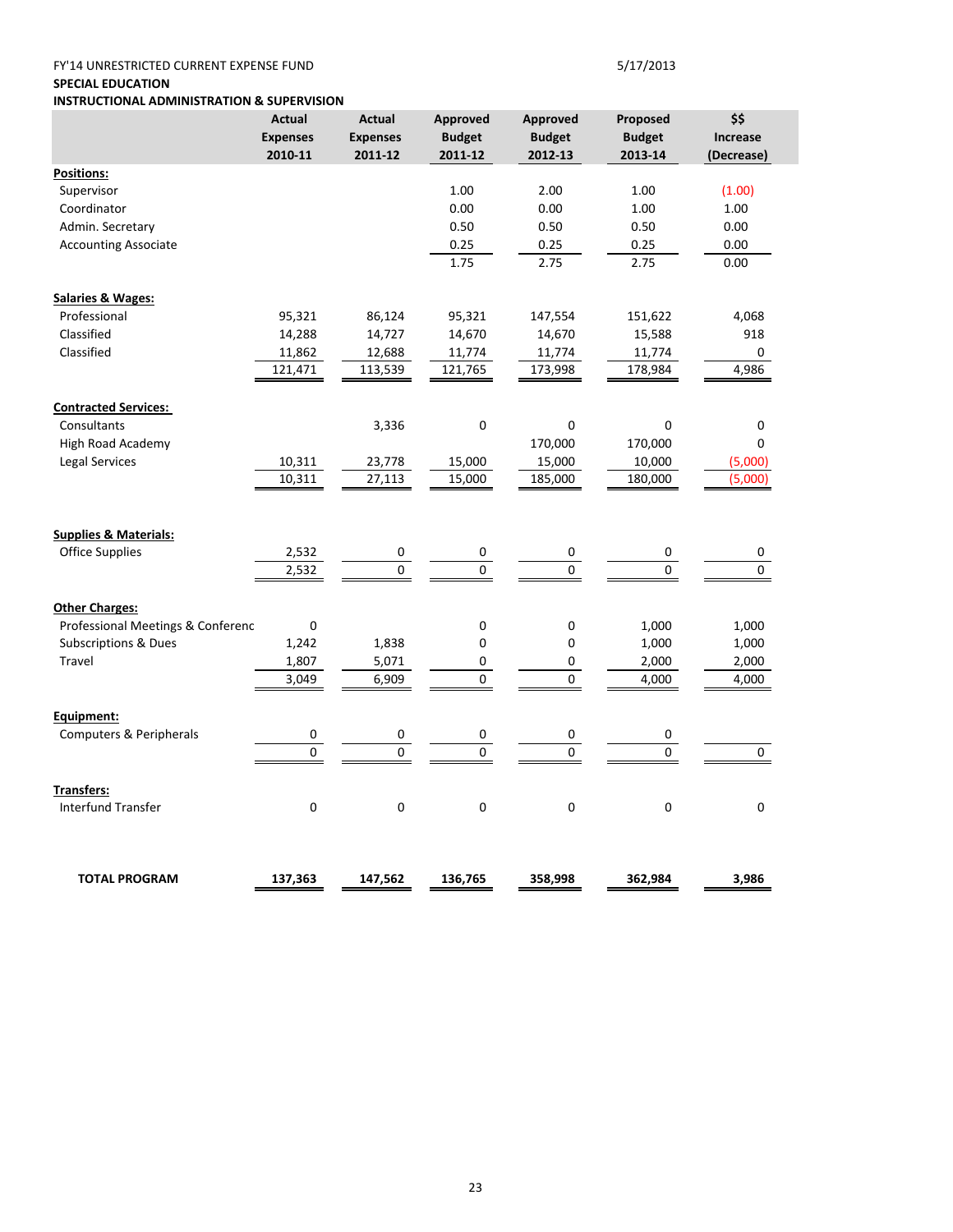FY'14 UNRESTRICTED CURRENT EXPENSE FUND 5/17/2013

**SPECIAL EDUCATION**

**INSTRUCTIONAL ADMINISTRATION & SUPERVISION**

| | Actual Expenses 2010-11 | Actual Expenses 2011-12 | Approved Budget 2011-12 | Approved Budget 2012-13 | Proposed Budget 2013-14 | $$ Increase (Decrease) |
|---|---|---|---|---|---|---|
| **Positions:** | | | | | | |
| Supervisor | | | 1.00 | 2.00 | 1.00 | (1.00) |
| Coordinator | | | 0.00 | 0.00 | 1.00 | 1.00 |
| Admin. Secretary | | | 0.50 | 0.50 | 0.50 | 0.00 |
| Accounting Associate | | | 0.25 | 0.25 | 0.25 | 0.00 |
| | | | 1.75 | 2.75 | 2.75 | 0.00 |
| **Salaries & Wages:** | | | | | | |
| Professional | 95,321 | 86,124 | 95,321 | 147,554 | 151,622 | 4,068 |
| Classified | 14,288 | 14,727 | 14,670 | 14,670 | 15,588 | 918 |
| Classified | 11,862 | 12,688 | 11,774 | 11,774 | 11,774 | 0 |
| | 121,471 | 113,539 | 121,765 | 173,998 | 178,984 | 4,986 |
| **Contracted Services:** | | | | | | |
| Consultants | | 3,336 | 0 | 0 | 0 | 0 |
| High Road Academy | | | | 170,000 | 170,000 | 0 |
| Legal Services | 10,311 | 23,778 | 15,000 | 15,000 | 10,000 | (5,000) |
| | 10,311 | 27,113 | 15,000 | 185,000 | 180,000 | (5,000) |
| **Supplies & Materials:** | | | | | | |
| Office Supplies | 2,532 | 0 | 0 | 0 | 0 | 0 |
| | 2,532 | 0 | 0 | 0 | 0 | 0 |
| **Other Charges:** | | | | | | |
| Professional Meetings & Conferenc | 0 | | 0 | 0 | 1,000 | 1,000 |
| Subscriptions & Dues | 1,242 | 1,838 | 0 | 0 | 1,000 | 1,000 |
| Travel | 1,807 | 5,071 | 0 | 0 | 2,000 | 2,000 |
| | 3,049 | 6,909 | 0 | 0 | 4,000 | 4,000 |
| **Equipment:** | | | | | | |
| Computers & Peripherals | 0 | 0 | 0 | 0 | 0 | |
| | 0 | 0 | 0 | 0 | 0 | 0 |
| **Transfers:** | | | | | | |
| Interfund Transfer | 0 | 0 | 0 | 0 | 0 | 0 |
| **TOTAL PROGRAM** | **137,363** | **147,562** | **136,765** | **358,998** | **362,984** | **3,986** |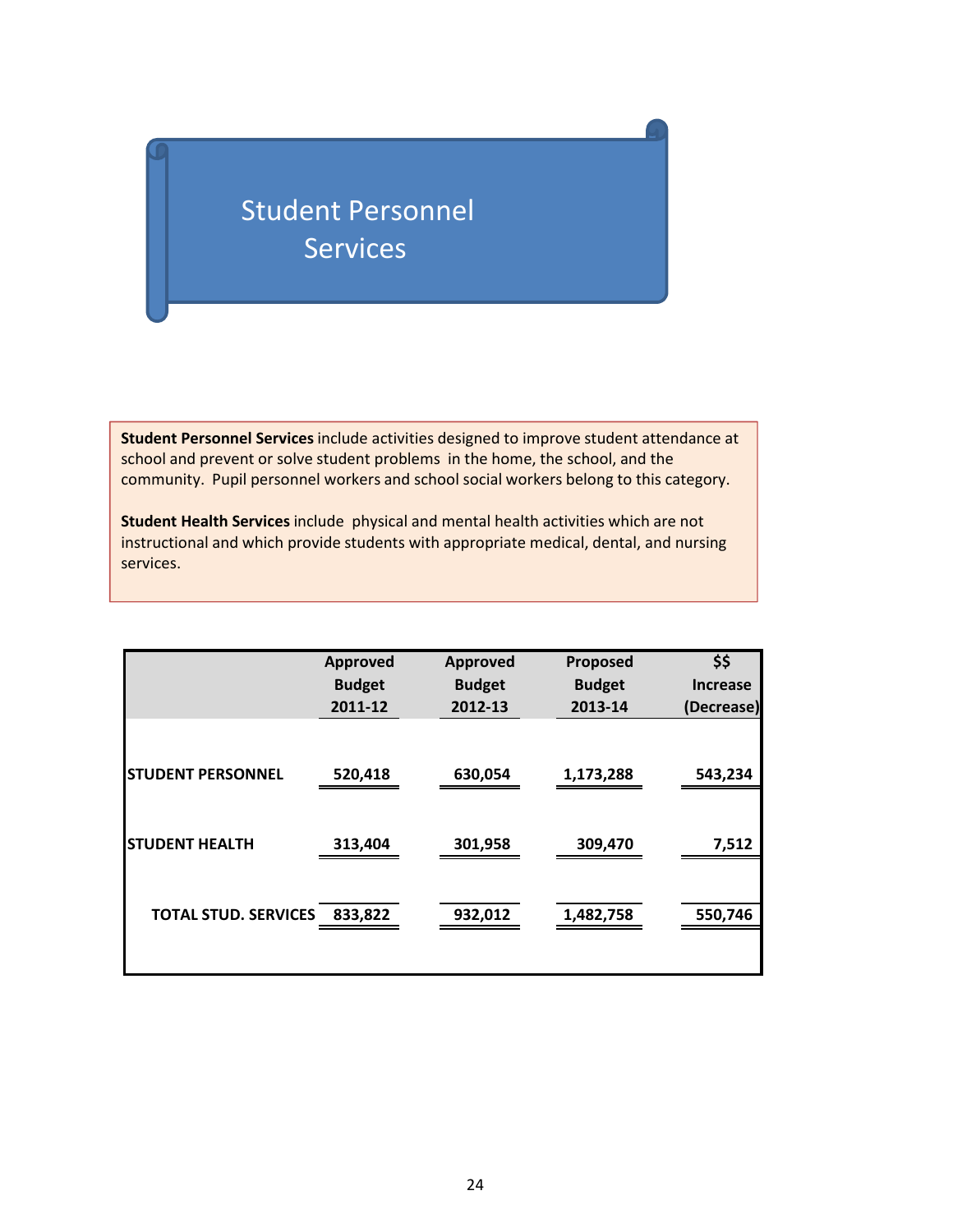# Student Personnel Services

**Student Personnel Services** include activities designed to improve student attendance at school and prevent or solve student problems in the home, the school, and the community. Pupil personnel workers and school social workers belong to this category.

**Student Health Services** include physical and mental health activities which are not instructional and which provide students with appropriate medical, dental, and nursing services.

| | Approved Budget 2011-12 | Approved Budget 2012-13 | Proposed Budget 2013-14 | $$ Increase (Decrease) |
|---|---|---|---|---|
| STUDENT PERSONNEL | 520,418 | 630,054 | 1,173,288 | 543,234 |
| STUDENT HEALTH | 313,404 | 301,958 | 309,470 | 7,512 |
| TOTAL STUD. SERVICES | 833,822 | 932,012 | 1,482,758 | 550,746 |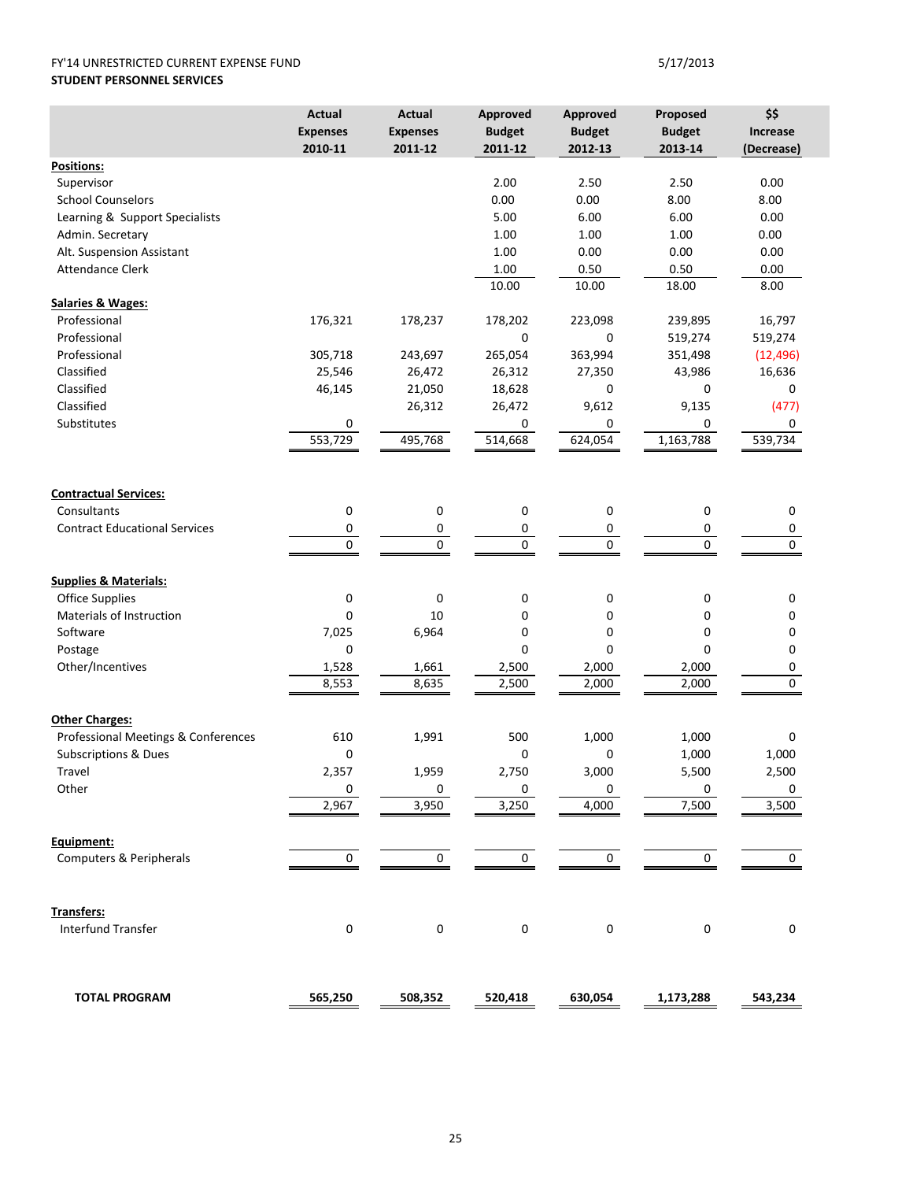FY'14 UNRESTRICTED CURRENT EXPENSE FUND

5/17/2013

**STUDENT PERSONNEL SERVICES**

| | Actual Expenses 2010-11 | Actual Expenses 2011-12 | Approved Budget 2011-12 | Approved Budget 2012-13 | Proposed Budget 2013-14 | $$ Increase (Decrease) |
|---|---|---|---|---|---|---|
| **Positions:** | | | | | | |
| Supervisor | | | 2.00 | 2.50 | 2.50 | 0.00 |
| School Counselors | | | 0.00 | 0.00 | 8.00 | 8.00 |
| Learning & Support Specialists | | | 5.00 | 6.00 | 6.00 | 0.00 |
| Admin. Secretary | | | 1.00 | 1.00 | 1.00 | 0.00 |
| Alt. Suspension Assistant | | | 1.00 | 0.00 | 0.00 | 0.00 |
| Attendance Clerk | | | 1.00 | 0.50 | 0.50 | 0.00 |
| | | | 10.00 | 10.00 | 18.00 | 8.00 |
| **Salaries & Wages:** | | | | | | |
| Professional | 176,321 | 178,237 | 178,202 | 223,098 | 239,895 | 16,797 |
| Professional | | | 0 | 0 | 519,274 | 519,274 |
| Professional | 305,718 | 243,697 | 265,054 | 363,994 | 351,498 | (12,496) |
| Classified | 25,546 | 26,472 | 26,312 | 27,350 | 43,986 | 16,636 |
| Classified | 46,145 | 21,050 | 18,628 | 0 | 0 | 0 |
| Classified | | 26,312 | 26,472 | 9,612 | 9,135 | (477) |
| Substitutes | 0 | | 0 | 0 | 0 | 0 |
| | 553,729 | 495,768 | 514,668 | 624,054 | 1,163,788 | 539,734 |
| **Contractual Services:** | | | | | | |
| Consultants | 0 | 0 | 0 | 0 | 0 | 0 |
| Contract Educational Services | 0 | 0 | 0 | 0 | 0 | 0 |
| | 0 | 0 | 0 | 0 | 0 | 0 |
| **Supplies & Materials:** | | | | | | |
| Office Supplies | 0 | 0 | 0 | 0 | 0 | 0 |
| Materials of Instruction | 0 | 10 | 0 | 0 | 0 | 0 |
| Software | 7,025 | 6,964 | 0 | 0 | 0 | 0 |
| Postage | 0 | | 0 | 0 | 0 | 0 |
| Other/Incentives | 1,528 | 1,661 | 2,500 | 2,000 | 2,000 | 0 |
| | 8,553 | 8,635 | 2,500 | 2,000 | 2,000 | 0 |
| **Other Charges:** | | | | | | |
| Professional Meetings & Conferences | 610 | 1,991 | 500 | 1,000 | 1,000 | 0 |
| Subscriptions & Dues | 0 | | 0 | 0 | 1,000 | 1,000 |
| Travel | 2,357 | 1,959 | 2,750 | 3,000 | 5,500 | 2,500 |
| Other | 0 | 0 | 0 | 0 | 0 | 0 |
| | 2,967 | 3,950 | 3,250 | 4,000 | 7,500 | 3,500 |
| **Equipment:** | | | | | | |
| Computers & Peripherals | 0 | 0 | 0 | 0 | 0 | 0 |
| **Transfers:** | | | | | | |
| Interfund Transfer | 0 | 0 | 0 | 0 | 0 | 0 |
| **TOTAL PROGRAM** | **565,250** | **508,352** | **520,418** | **630,054** | **1,173,288** | **543,234** |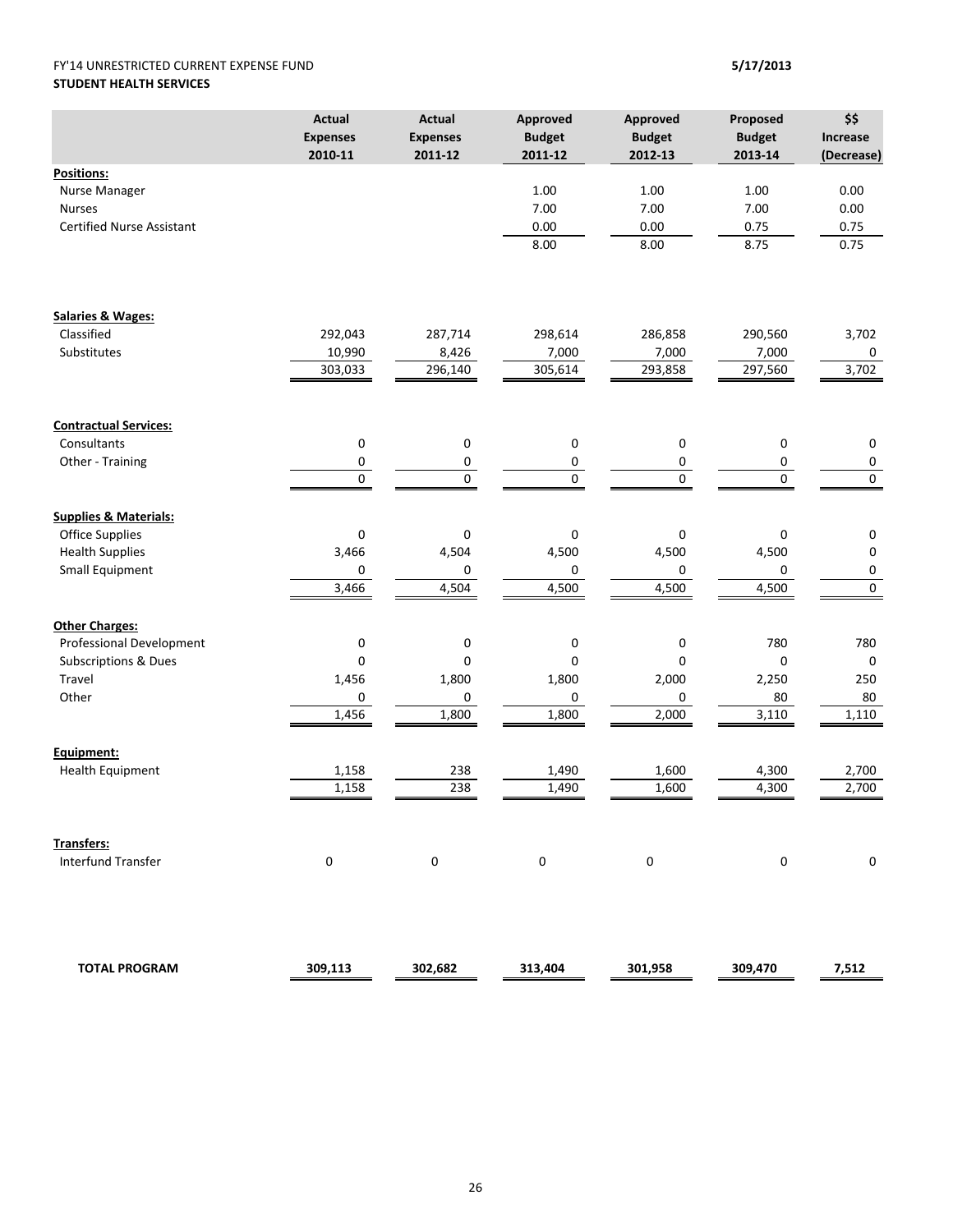FY'14 UNRESTRICTED CURRENT EXPENSE FUND

**STUDENT HEALTH SERVICES**

5/17/2013

| | Actual Expenses 2010-11 | Actual Expenses 2011-12 | Approved Budget 2011-12 | Approved Budget 2012-13 | Proposed Budget 2013-14 | $$ Increase (Decrease) |
|---|---|---|---|---|---|---|
| **Positions:** | | | | | | |
| Nurse Manager | | | 1.00 | 1.00 | 1.00 | 0.00 |
| Nurses | | | 7.00 | 7.00 | 7.00 | 0.00 |
| Certified Nurse Assistant | | | 0.00 | 0.00 | 0.75 | 0.75 |
| | | | 8.00 | 8.00 | 8.75 | 0.75 |
| **Salaries & Wages:** | | | | | | |
| Classified | 292,043 | 287,714 | 298,614 | 286,858 | 290,560 | 3,702 |
| Substitutes | 10,990 | 8,426 | 7,000 | 7,000 | 7,000 | 0 |
| | 303,033 | 296,140 | 305,614 | 293,858 | 297,560 | 3,702 |
| **Contractual Services:** | | | | | | |
| Consultants | 0 | 0 | 0 | 0 | 0 | 0 |
| Other - Training | 0 | 0 | 0 | 0 | 0 | 0 |
| | 0 | 0 | 0 | 0 | 0 | 0 |
| **Supplies & Materials:** | | | | | | |
| Office Supplies | 0 | 0 | 0 | 0 | 0 | 0 |
| Health Supplies | 3,466 | 4,504 | 4,500 | 4,500 | 4,500 | 0 |
| Small Equipment | 0 | 0 | 0 | 0 | 0 | 0 |
| | 3,466 | 4,504 | 4,500 | 4,500 | 4,500 | 0 |
| **Other Charges:** | | | | | | |
| Professional Development | 0 | 0 | 0 | 0 | 780 | 780 |
| Subscriptions & Dues | 0 | 0 | 0 | 0 | 0 | 0 |
| Travel | 1,456 | 1,800 | 1,800 | 2,000 | 2,250 | 250 |
| Other | 0 | 0 | 0 | 0 | 80 | 80 |
| | 1,456 | 1,800 | 1,800 | 2,000 | 3,110 | 1,110 |
| **Equipment:** | | | | | | |
| Health Equipment | 1,158 | 238 | 1,490 | 1,600 | 4,300 | 2,700 |
| | 1,158 | 238 | 1,490 | 1,600 | 4,300 | 2,700 |
| **Transfers:** | | | | | | |
| Interfund Transfer | 0 | 0 | 0 | 0 | 0 | 0 |
| **TOTAL PROGRAM** | **309,113** | **302,682** | **313,404** | **301,958** | **309,470** | **7,512** |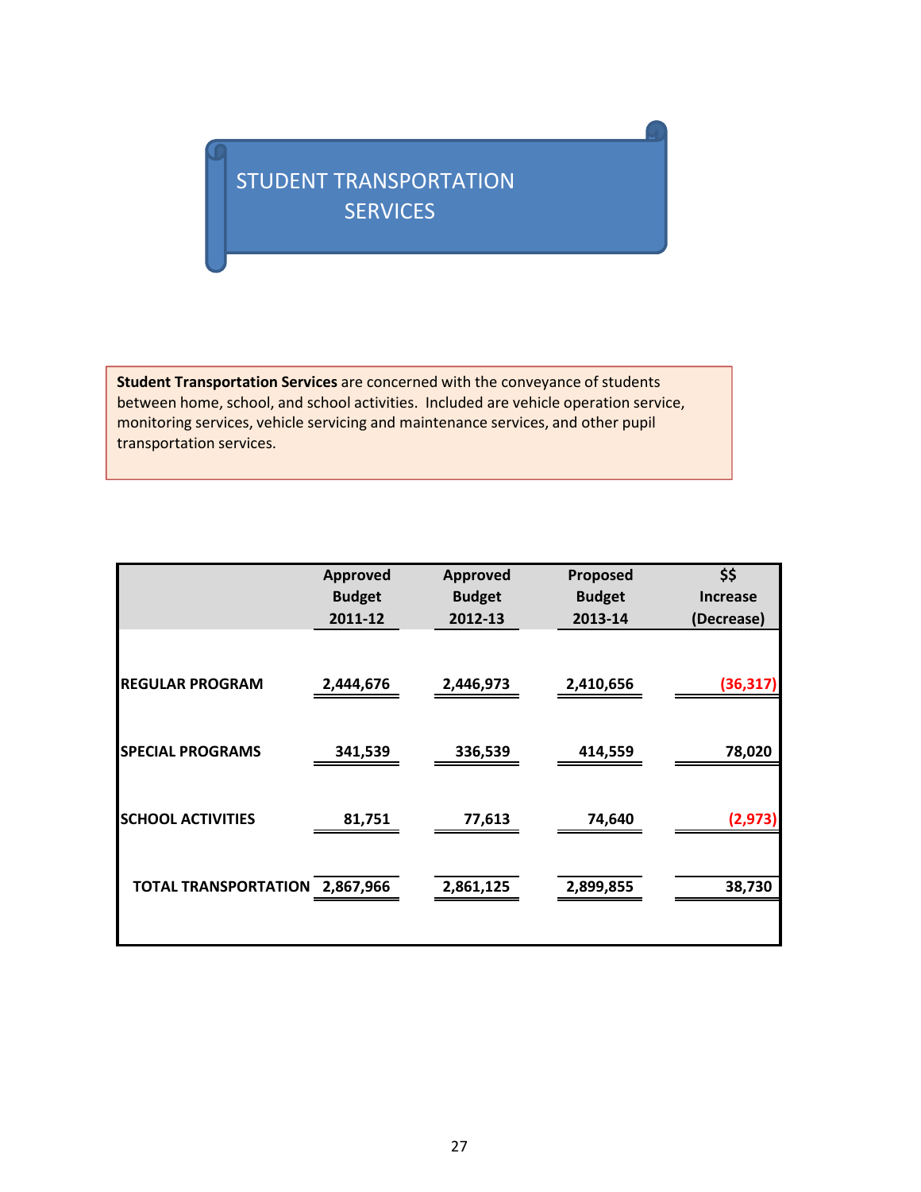# STUDENT TRANSPORTATION SERVICES

**Student Transportation Services** are concerned with the conveyance of students between home, school, and school activities. Included are vehicle operation service, monitoring services, vehicle servicing and maintenance services, and other pupil transportation services.

| | Approved Budget 2011-12 | Approved Budget 2012-13 | Proposed Budget 2013-14 | $$ Increase (Decrease) |
|---|---|---|---|---|
| REGULAR PROGRAM | 2,444,676 | 2,446,973 | 2,410,656 | (36,317) |
| SPECIAL PROGRAMS | 341,539 | 336,539 | 414,559 | 78,020 |
| SCHOOL ACTIVITIES | 81,751 | 77,613 | 74,640 | (2,973) |
| TOTAL TRANSPORTATION | 2,867,966 | 2,861,125 | 2,899,855 | 38,730 |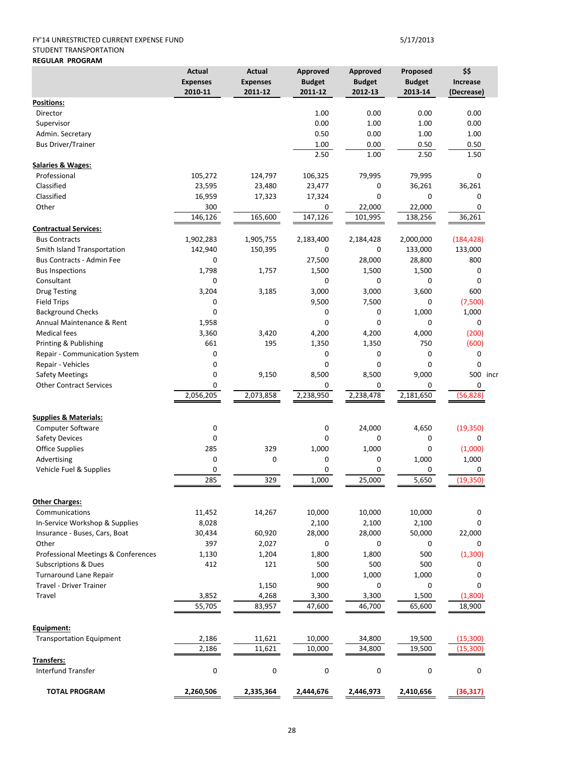FY'14 UNRESTRICTED CURRENT EXPENSE FUND

5/17/2013

STUDENT TRANSPORTATION

**REGULAR PROGRAM**

| | Actual Expenses 2010-11 | Actual Expenses 2011-12 | Approved Budget 2011-12 | Approved Budget 2012-13 | Proposed Budget 2013-14 | $$ Increase (Decrease) |
|---|---|---|---|---|---|---|
| **Positions:** | | | | | | |
| Director | | | 1.00 | 0.00 | 0.00 | 0.00 |
| Supervisor | | | 0.00 | 1.00 | 1.00 | 0.00 |
| Admin. Secretary | | | 0.50 | 0.00 | 1.00 | 1.00 |
| Bus Driver/Trainer | | | 1.00 | 0.00 | 0.50 | 0.50 |
| | | | 2.50 | 1.00 | 2.50 | 1.50 |
| **Salaries & Wages:** | | | | | | |
| Professional | 105,272 | 124,797 | 106,325 | 79,995 | 79,995 | 0 |
| Classified | 23,595 | 23,480 | 23,477 | 0 | 36,261 | 36,261 |
| Classified | 16,959 | 17,323 | 17,324 | 0 | 0 | 0 |
| Other | 300 | | 0 | 22,000 | 22,000 | 0 |
| | 146,126 | 165,600 | 147,126 | 101,995 | 138,256 | 36,261 |
| **Contractual Services:** | | | | | | |
| Bus Contracts | 1,902,283 | 1,905,755 | 2,183,400 | 2,184,428 | 2,000,000 | (184,428) |
| Smith Island Transportation | 142,940 | 150,395 | 0 | 0 | 133,000 | 133,000 |
| Bus Contracts - Admin Fee | 0 | | 27,500 | 28,000 | 28,800 | 800 |
| Bus Inspections | 1,798 | 1,757 | 1,500 | 1,500 | 1,500 | 0 |
| Consultant | 0 | | 0 | 0 | 0 | 0 |
| Drug Testing | 3,204 | 3,185 | 3,000 | 3,000 | 3,600 | 600 |
| Field Trips | 0 | | 9,500 | 7,500 | 0 | (7,500) |
| Background Checks | 0 | | 0 | 0 | 1,000 | 1,000 |
| Annual Maintenance & Rent | 1,958 | | 0 | 0 | 0 | 0 |
| Medical fees | 3,360 | 3,420 | 4,200 | 4,200 | 4,000 | (200) |
| Printing & Publishing | 661 | 195 | 1,350 | 1,350 | 750 | (600) |
| Repair - Communication System | 0 | | 0 | 0 | 0 | 0 |
| Repair - Vehicles | 0 | | 0 | 0 | 0 | 0 |
| Safety Meetings | 0 | 9,150 | 8,500 | 8,500 | 9,000 | 500 incr |
| Other Contract Services | 0 | | 0 | 0 | 0 | 0 |
| | 2,056,205 | 2,073,858 | 2,238,950 | 2,238,478 | 2,181,650 | (56,828) |
| **Supplies & Materials:** | | | | | | |
| Computer Software | 0 | | 0 | 24,000 | 4,650 | (19,350) |
| Safety Devices | 0 | | 0 | 0 | 0 | 0 |
| Office Supplies | 285 | 329 | 1,000 | 1,000 | 0 | (1,000) |
| Advertising | 0 | 0 | 0 | 0 | 1,000 | 1,000 |
| Vehicle Fuel & Supplies | 0 | | 0 | 0 | 0 | 0 |
| | 285 | 329 | 1,000 | 25,000 | 5,650 | (19,350) |
| **Other Charges:** | | | | | | |
| Communications | 11,452 | 14,267 | 10,000 | 10,000 | 10,000 | 0 |
| In-Service Workshop & Supplies | 8,028 | | 2,100 | 2,100 | 2,100 | 0 |
| Insurance - Buses, Cars, Boat | 30,434 | 60,920 | 28,000 | 28,000 | 50,000 | 22,000 |
| Other | 397 | 2,027 | 0 | 0 | 0 | 0 |
| Professional Meetings & Conferences | 1,130 | 1,204 | 1,800 | 1,800 | 500 | (1,300) |
| Subscriptions & Dues | 412 | 121 | 500 | 500 | 500 | 0 |
| Turnaround Lane Repair | | | 1,000 | 1,000 | 1,000 | 0 |
| Travel - Driver Trainer | | 1,150 | 900 | 0 | 0 | 0 |
| Travel | 3,852 | 4,268 | 3,300 | 3,300 | 1,500 | (1,800) |
| | 55,705 | 83,957 | 47,600 | 46,700 | 65,600 | 18,900 |
| **Equipment:** | | | | | | |
| Transportation Equipment | 2,186 | 11,621 | 10,000 | 34,800 | 19,500 | (15,300) |
| | 2,186 | 11,621 | 10,000 | 34,800 | 19,500 | (15,300) |
| **Transfers:** | | | | | | |
| Interfund Transfer | 0 | 0 | 0 | 0 | 0 | 0 |
| **TOTAL PROGRAM** | **2,260,506** | **2,335,364** | **2,444,676** | **2,446,973** | **2,410,656** | **(36,317)** |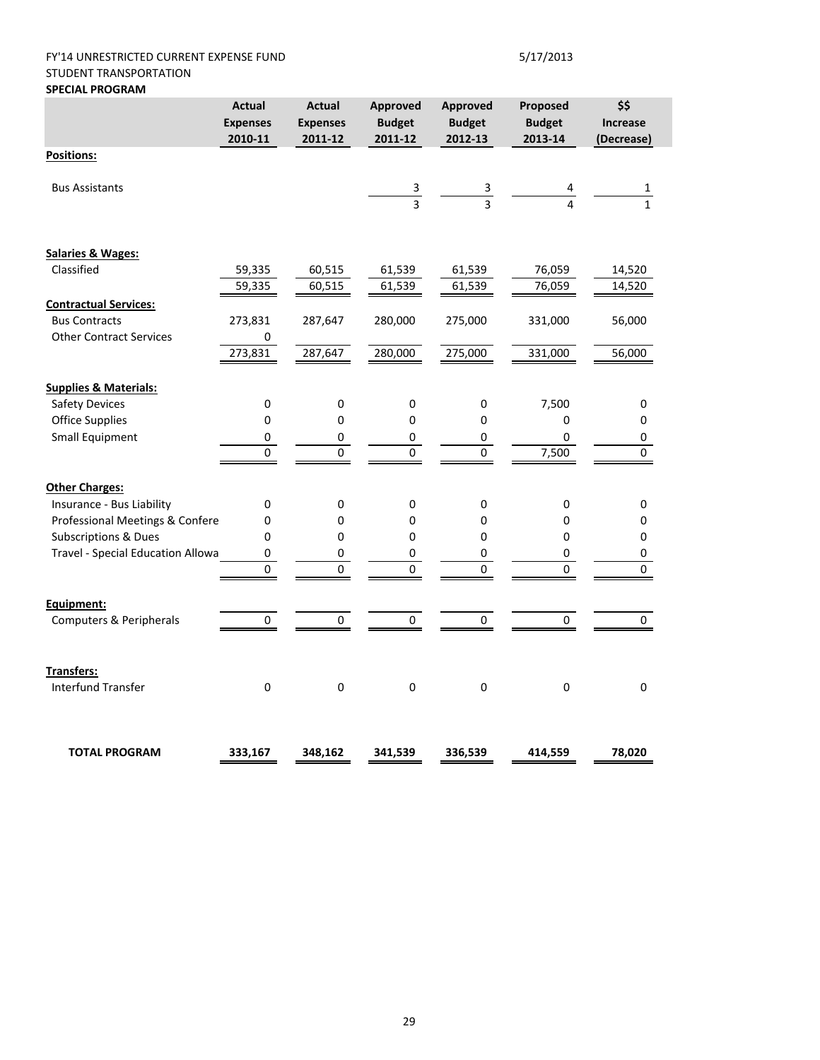FY'14 UNRESTRICTED CURRENT EXPENSE FUND

5/17/2013

STUDENT TRANSPORTATION

**SPECIAL PROGRAM**

| | Actual Expenses 2010-11 | Actual Expenses 2011-12 | Approved Budget 2011-12 | Approved Budget 2012-13 | Proposed Budget 2013-14 | $$ Increase (Decrease) |
|---|---|---|---|---|---|---|
| **Positions:** | | | | | | |
| Bus Assistants | | | 3 | 3 | 4 | 1 |
| | | | 3 | 3 | 4 | 1 |
| **Salaries & Wages:** | | | | | | |
| Classified | 59,335 | 60,515 | 61,539 | 61,539 | 76,059 | 14,520 |
| | 59,335 | 60,515 | 61,539 | 61,539 | 76,059 | 14,520 |
| **Contractual Services:** | | | | | | |
| Bus Contracts | 273,831 | 287,647 | 280,000 | 275,000 | 331,000 | 56,000 |
| Other Contract Services | 0 | | | | | |
| | 273,831 | 287,647 | 280,000 | 275,000 | 331,000 | 56,000 |
| **Supplies & Materials:** | | | | | | |
| Safety Devices | 0 | 0 | 0 | 0 | 7,500 | 0 |
| Office Supplies | 0 | 0 | 0 | 0 | 0 | 0 |
| Small Equipment | 0 | 0 | 0 | 0 | 0 | 0 |
| | 0 | 0 | 0 | 0 | 7,500 | 0 |
| **Other Charges:** | | | | | | |
| Insurance - Bus Liability | 0 | 0 | 0 | 0 | 0 | 0 |
| Professional Meetings & Confere | 0 | 0 | 0 | 0 | 0 | 0 |
| Subscriptions & Dues | 0 | 0 | 0 | 0 | 0 | 0 |
| Travel - Special Education Allowa | 0 | 0 | 0 | 0 | 0 | 0 |
| | 0 | 0 | 0 | 0 | 0 | 0 |
| **Equipment:** | | | | | | |
| Computers & Peripherals | 0 | 0 | 0 | 0 | 0 | 0 |
| **Transfers:** | | | | | | |
| Interfund Transfer | 0 | 0 | 0 | 0 | 0 | 0 |
| **TOTAL PROGRAM** | **333,167** | **348,162** | **341,539** | **336,539** | **414,559** | **78,020** |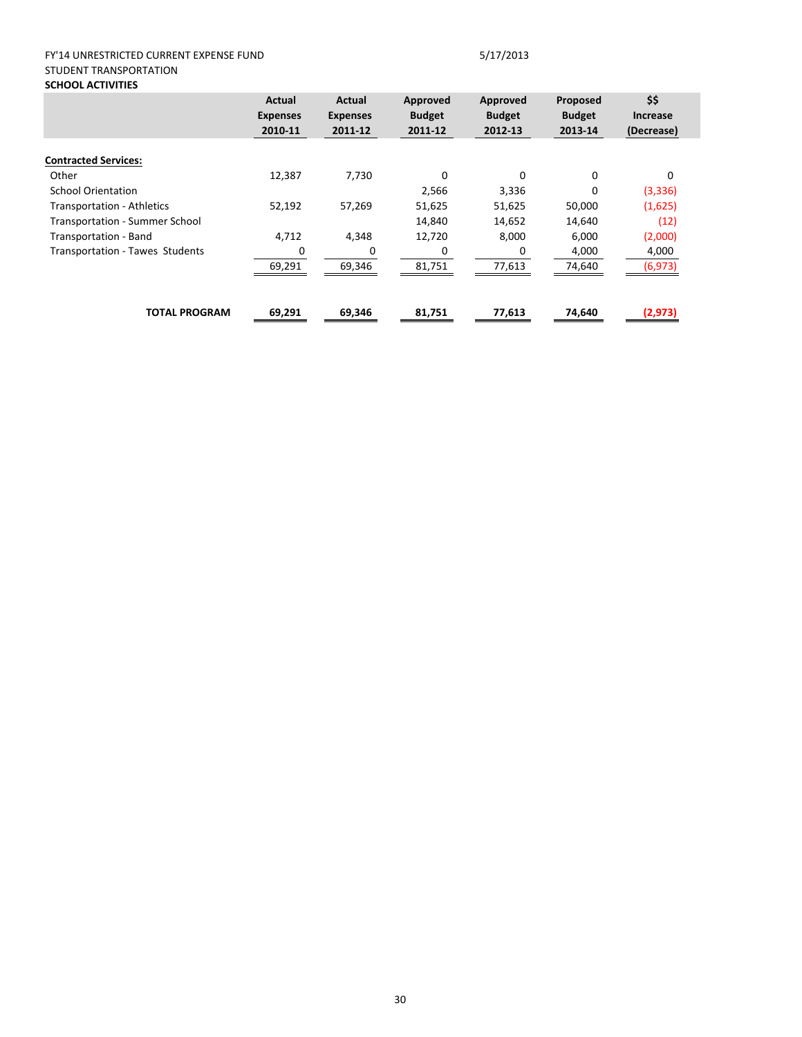FY'14 UNRESTRICTED CURRENT EXPENSE FUND 5/17/2013

STUDENT TRANSPORTATION

**SCHOOL ACTIVITIES**

| | Actual Expenses 2010-11 | Actual Expenses 2011-12 | Approved Budget 2011-12 | Approved Budget 2012-13 | Proposed Budget 2013-14 | $$ Increase (Decrease) |
|---|---|---|---|---|---|---|
| **Contracted Services:** | | | | | | |
| Other | 12,387 | 7,730 | 0 | 0 | 0 | 0 |
| School Orientation | | | 2,566 | 3,336 | 0 | (3,336) |
| Transportation - Athletics | 52,192 | 57,269 | 51,625 | 51,625 | 50,000 | (1,625) |
| Transportation - Summer School | | | 14,840 | 14,652 | 14,640 | (12) |
| Transportation - Band | 4,712 | 4,348 | 12,720 | 8,000 | 6,000 | (2,000) |
| Transportation - Tawes Students | 0 | 0 | 0 | 0 | 4,000 | 4,000 |
| | 69,291 | 69,346 | 81,751 | 77,613 | 74,640 | (6,973) |
| **TOTAL PROGRAM** | **69,291** | **69,346** | **81,751** | **77,613** | **74,640** | **(2,973)** |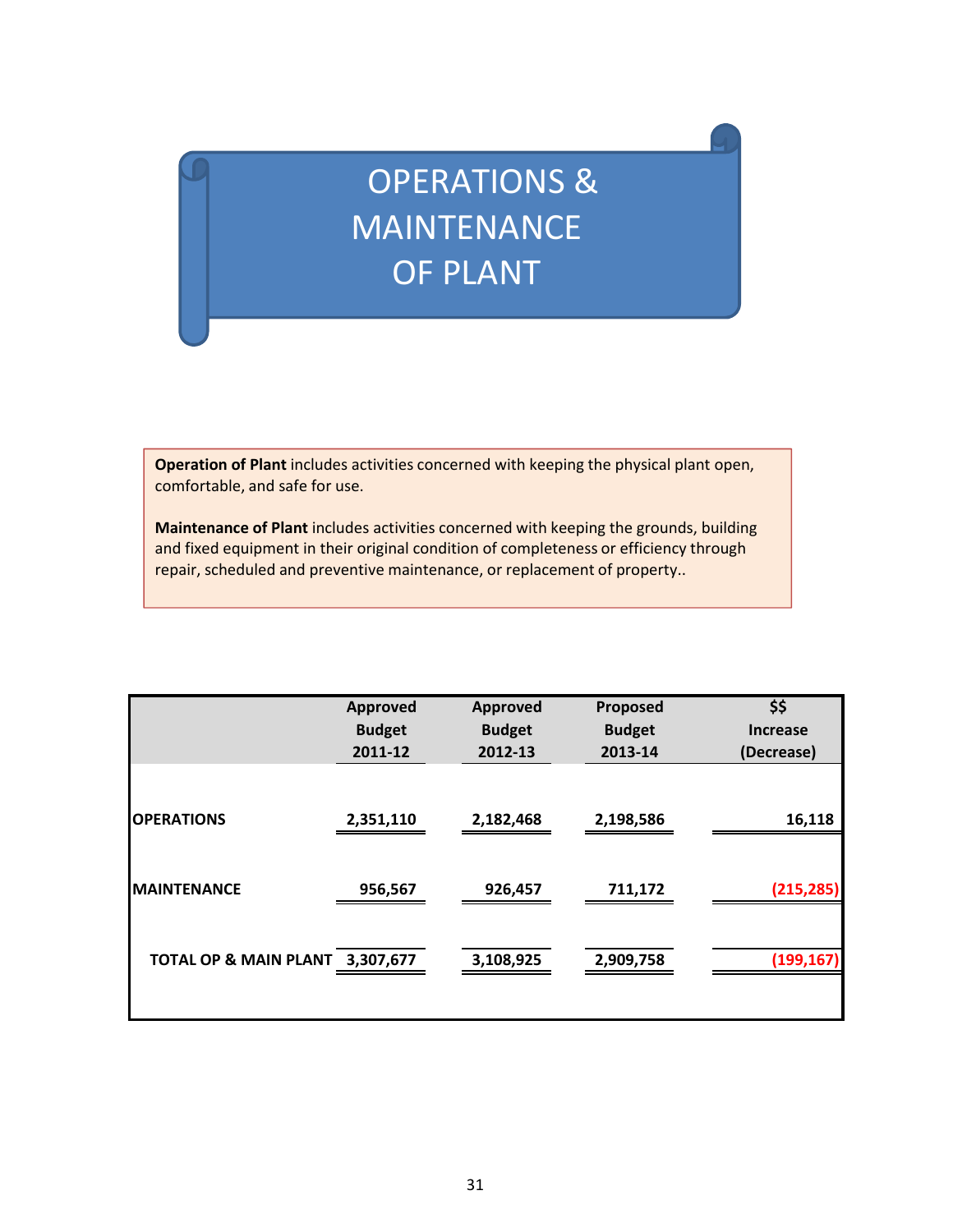# OPERATIONS & MAINTENANCE OF PLANT

**Operation of Plant** includes activities concerned with keeping the physical plant open, comfortable, and safe for use.

**Maintenance of Plant** includes activities concerned with keeping the grounds, building and fixed equipment in their original condition of completeness or efficiency through repair, scheduled and preventive maintenance, or replacement of property..

| | Approved Budget 2011-12 | Approved Budget 2012-13 | Proposed Budget 2013-14 | $$ Increase (Decrease) |
|---|---|---|---|---|
| **OPERATIONS** | 2,351,110 | 2,182,468 | 2,198,586 | 16,118 |
| **MAINTENANCE** | 956,567 | 926,457 | 711,172 | (215,285) |
| **TOTAL OP & MAIN PLANT** | 3,307,677 | 3,108,925 | 2,909,758 | (199,167) |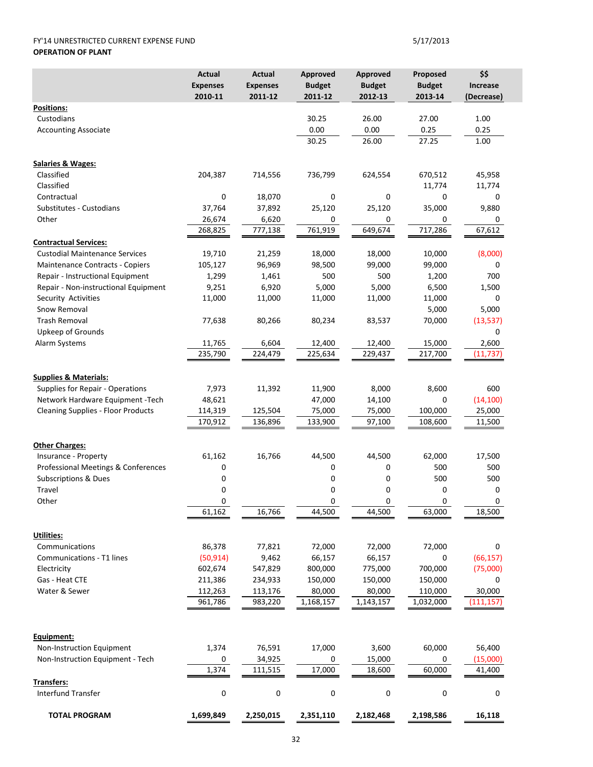FY'14 UNRESTRICTED CURRENT EXPENSE FUND

5/17/2013

**OPERATION OF PLANT**

| | Actual Expenses 2010-11 | Actual Expenses 2011-12 | Approved Budget 2011-12 | Approved Budget 2012-13 | Proposed Budget 2013-14 | $$ Increase (Decrease) |
|---|---|---|---|---|---|---|
| **Positions:** | | | | | | |
| Custodians | | | 30.25 | 26.00 | 27.00 | 1.00 |
| Accounting Associate | | | 0.00 | 0.00 | 0.25 | 0.25 |
| | | | 30.25 | 26.00 | 27.25 | 1.00 |
| **Salaries & Wages:** | | | | | | |
| Classified | 204,387 | 714,556 | 736,799 | 624,554 | 670,512 | 45,958 |
| Classified | | | | | 11,774 | 11,774 |
| Contractual | 0 | 18,070 | 0 | 0 | 0 | 0 |
| Substitutes - Custodians | 37,764 | 37,892 | 25,120 | 25,120 | 35,000 | 9,880 |
| Other | 26,674 | 6,620 | 0 | 0 | 0 | 0 |
| | 268,825 | 777,138 | 761,919 | 649,674 | 717,286 | 67,612 |
| **Contractual Services:** | | | | | | |
| Custodial Maintenance Services | 19,710 | 21,259 | 18,000 | 18,000 | 10,000 | (8,000) |
| Maintenance Contracts - Copiers | 105,127 | 96,969 | 98,500 | 99,000 | 99,000 | 0 |
| Repair - Instructional Equipment | 1,299 | 1,461 | 500 | 500 | 1,200 | 700 |
| Repair - Non-instructional Equipment | 9,251 | 6,920 | 5,000 | 5,000 | 6,500 | 1,500 |
| Security Activities | 11,000 | 11,000 | 11,000 | 11,000 | 11,000 | 0 |
| Snow Removal | | | | | 5,000 | 5,000 |
| Trash Removal | 77,638 | 80,266 | 80,234 | 83,537 | 70,000 | (13,537) |
| Upkeep of Grounds | | | | | | 0 |
| Alarm Systems | 11,765 | 6,604 | 12,400 | 12,400 | 15,000 | 2,600 |
| | 235,790 | 224,479 | 225,634 | 229,437 | 217,700 | (11,737) |
| **Supplies & Materials:** | | | | | | |
| Supplies for Repair - Operations | 7,973 | 11,392 | 11,900 | 8,000 | 8,600 | 600 |
| Network Hardware Equipment -Tech | 48,621 | | 47,000 | 14,100 | 0 | (14,100) |
| Cleaning Supplies - Floor Products | 114,319 | 125,504 | 75,000 | 75,000 | 100,000 | 25,000 |
| | 170,912 | 136,896 | 133,900 | 97,100 | 108,600 | 11,500 |
| **Other Charges:** | | | | | | |
| Insurance - Property | 61,162 | 16,766 | 44,500 | 44,500 | 62,000 | 17,500 |
| Professional Meetings & Conferences | 0 | | 0 | 0 | 500 | 500 |
| Subscriptions & Dues | 0 | | 0 | 0 | 500 | 500 |
| Travel | 0 | | 0 | 0 | 0 | 0 |
| Other | 0 | | 0 | 0 | 0 | 0 |
| | 61,162 | 16,766 | 44,500 | 44,500 | 63,000 | 18,500 |
| **Utilities:** | | | | | | |
| Communications | 86,378 | 77,821 | 72,000 | 72,000 | 72,000 | 0 |
| Communications - T1 lines | (50,914) | 9,462 | 66,157 | 66,157 | 0 | (66,157) |
| Electricity | 602,674 | 547,829 | 800,000 | 775,000 | 700,000 | (75,000) |
| Gas - Heat CTE | 211,386 | 234,933 | 150,000 | 150,000 | 150,000 | 0 |
| Water & Sewer | 112,263 | 113,176 | 80,000 | 80,000 | 110,000 | 30,000 |
| | 961,786 | 983,220 | 1,168,157 | 1,143,157 | 1,032,000 | (111,157) |
| **Equipment:** | | | | | | |
| Non-Instruction Equipment | 1,374 | 76,591 | 17,000 | 3,600 | 60,000 | 56,400 |
| Non-Instruction Equipment - Tech | 0 | 34,925 | 0 | 15,000 | 0 | (15,000) |
| | 1,374 | 111,515 | 17,000 | 18,600 | 60,000 | 41,400 |
| **Transfers:** | | | | | | |
| Interfund Transfer | 0 | 0 | 0 | 0 | 0 | 0 |
| **TOTAL PROGRAM** | **1,699,849** | **2,250,015** | **2,351,110** | **2,182,468** | **2,198,586** | **16,118** |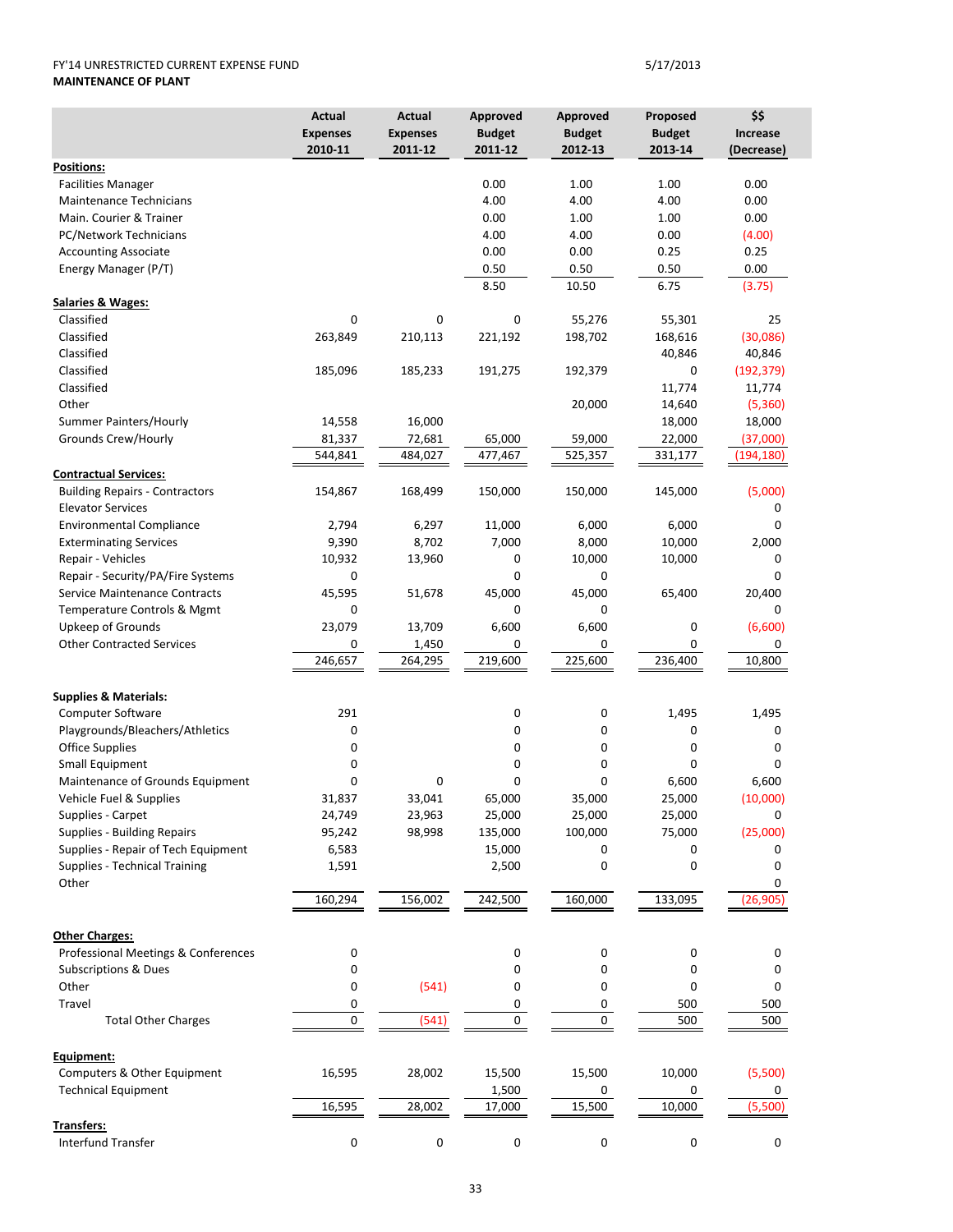FY'14 UNRESTRICTED CURRENT EXPENSE FUND 5/17/2013

**MAINTENANCE OF PLANT**

| | Actual Expenses 2010-11 | Actual Expenses 2011-12 | Approved Budget 2011-12 | Approved Budget 2012-13 | Proposed Budget 2013-14 | $$ Increase (Decrease) |
|---|---|---|---|---|---|---|
| **Positions:** | | | | | | |
| Facilities Manager | | | 0.00 | 1.00 | 1.00 | 0.00 |
| Maintenance Technicians | | | 4.00 | 4.00 | 4.00 | 0.00 |
| Main. Courier & Trainer | | | 0.00 | 1.00 | 1.00 | 0.00 |
| PC/Network Technicians | | | 4.00 | 4.00 | 0.00 | (4.00) |
| Accounting Associate | | | 0.00 | 0.00 | 0.25 | 0.25 |
| Energy Manager (P/T) | | | 0.50 | 0.50 | 0.50 | 0.00 |
| | | | 8.50 | 10.50 | 6.75 | (3.75) |
| **Salaries & Wages:** | | | | | | |
| Classified | 0 | 0 | 0 | 55,276 | 55,301 | 25 |
| Classified | 263,849 | 210,113 | 221,192 | 198,702 | 168,616 | (30,086) |
| Classified | | | | | 40,846 | 40,846 |
| Classified | 185,096 | 185,233 | 191,275 | 192,379 | 0 | (192,379) |
| Classified | | | | | 11,774 | 11,774 |
| Other | | | | 20,000 | 14,640 | (5,360) |
| Summer Painters/Hourly | 14,558 | 16,000 | | | 18,000 | 18,000 |
| Grounds Crew/Hourly | 81,337 | 72,681 | 65,000 | 59,000 | 22,000 | (37,000) |
| | 544,841 | 484,027 | 477,467 | 525,357 | 331,177 | (194,180) |
| **Contractual Services:** | | | | | | |
| Building Repairs - Contractors | 154,867 | 168,499 | 150,000 | 150,000 | 145,000 | (5,000) |
| Elevator Services | | | | | | 0 |
| Environmental Compliance | 2,794 | 6,297 | 11,000 | 6,000 | 6,000 | 0 |
| Exterminating Services | 9,390 | 8,702 | 7,000 | 8,000 | 10,000 | 2,000 |
| Repair - Vehicles | 10,932 | 13,960 | 0 | 10,000 | 10,000 | 0 |
| Repair - Security/PA/Fire Systems | 0 | | 0 | 0 | | 0 |
| Service Maintenance Contracts | 45,595 | 51,678 | 45,000 | 45,000 | 65,400 | 20,400 |
| Temperature Controls & Mgmt | 0 | | 0 | 0 | | 0 |
| Upkeep of Grounds | 23,079 | 13,709 | 6,600 | 6,600 | 0 | (6,600) |
| Other Contracted Services | 0 | 1,450 | 0 | 0 | 0 | 0 |
| | 246,657 | 264,295 | 219,600 | 225,600 | 236,400 | 10,800 |
| **Supplies & Materials:** | | | | | | |
| Computer Software | 291 | | 0 | 0 | 1,495 | 1,495 |
| Playgrounds/Bleachers/Athletics | 0 | | 0 | 0 | 0 | 0 |
| Office Supplies | 0 | | 0 | 0 | 0 | 0 |
| Small Equipment | 0 | | 0 | 0 | 0 | 0 |
| Maintenance of Grounds Equipment | 0 | 0 | 0 | 0 | 6,600 | 6,600 |
| Vehicle Fuel & Supplies | 31,837 | 33,041 | 65,000 | 35,000 | 25,000 | (10,000) |
| Supplies - Carpet | 24,749 | 23,963 | 25,000 | 25,000 | 25,000 | 0 |
| Supplies - Building Repairs | 95,242 | 98,998 | 135,000 | 100,000 | 75,000 | (25,000) |
| Supplies - Repair of Tech Equipment | 6,583 | | 15,000 | 0 | 0 | 0 |
| Supplies - Technical Training | 1,591 | | 2,500 | 0 | 0 | 0 |
| Other | | | | | | 0 |
| | 160,294 | 156,002 | 242,500 | 160,000 | 133,095 | (26,905) |
| **Other Charges:** | | | | | | |
| Professional Meetings & Conferences | 0 | | 0 | 0 | 0 | 0 |
| Subscriptions & Dues | 0 | | 0 | 0 | 0 | 0 |
| Other | 0 | (541) | 0 | 0 | 0 | 0 |
| Travel | 0 | | 0 | 0 | 500 | 500 |
| Total Other Charges | 0 | (541) | 0 | 0 | 500 | 500 |
| **Equipment:** | | | | | | |
| Computers & Other Equipment | 16,595 | 28,002 | 15,500 | 15,500 | 10,000 | (5,500) |
| Technical Equipment | | | 1,500 | 0 | 0 | 0 |
| | 16,595 | 28,002 | 17,000 | 15,500 | 10,000 | (5,500) |
| **Transfers:** | | | | | | |
| Interfund Transfer | 0 | 0 | 0 | 0 | 0 | 0 |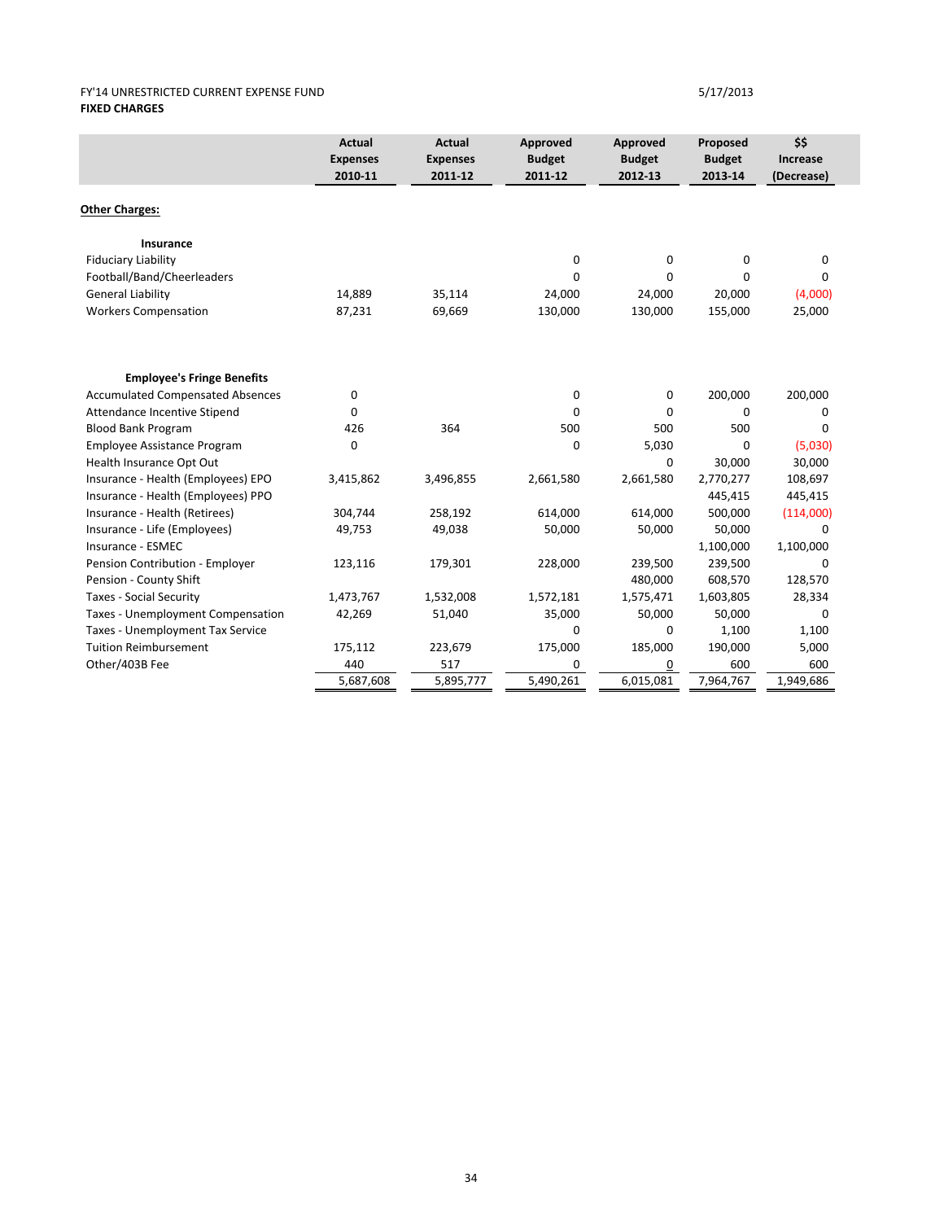FY'14 UNRESTRICTED CURRENT EXPENSE FUND

5/17/2013

**FIXED CHARGES**

| | Actual Expenses 2010-11 | Actual Expenses 2011-12 | Approved Budget 2011-12 | Approved Budget 2012-13 | Proposed Budget 2013-14 | $$ Increase (Decrease) |
|---|---|---|---|---|---|---|
| **Other Charges:** | | | | | | |
| **Insurance** | | | | | | |
| Fiduciary Liability | | | 0 | 0 | 0 | 0 |
| Football/Band/Cheerleaders | | | 0 | 0 | 0 | 0 |
| General Liability | 14,889 | 35,114 | 24,000 | 24,000 | 20,000 | (4,000) |
| Workers Compensation | 87,231 | 69,669 | 130,000 | 130,000 | 155,000 | 25,000 |
| **Employee's Fringe Benefits** | | | | | | |
| Accumulated Compensated Absences | 0 | | 0 | 0 | 200,000 | 200,000 |
| Attendance Incentive Stipend | 0 | | 0 | 0 | 0 | 0 |
| Blood Bank Program | 426 | 364 | 500 | 500 | 500 | 0 |
| Employee Assistance Program | 0 | | 0 | 5,030 | 0 | (5,030) |
| Health Insurance Opt Out | | | | 0 | 30,000 | 30,000 |
| Insurance - Health (Employees) EPO | 3,415,862 | 3,496,855 | 2,661,580 | 2,661,580 | 2,770,277 | 108,697 |
| Insurance - Health (Employees) PPO | | | | | 445,415 | 445,415 |
| Insurance - Health (Retirees) | 304,744 | 258,192 | 614,000 | 614,000 | 500,000 | (114,000) |
| Insurance - Life (Employees) | 49,753 | 49,038 | 50,000 | 50,000 | 50,000 | 0 |
| Insurance - ESMEC | | | | | 1,100,000 | 1,100,000 |
| Pension Contribution - Employer | 123,116 | 179,301 | 228,000 | 239,500 | 239,500 | 0 |
| Pension - County Shift | | | | 480,000 | 608,570 | 128,570 |
| Taxes - Social Security | 1,473,767 | 1,532,008 | 1,572,181 | 1,575,471 | 1,603,805 | 28,334 |
| Taxes - Unemployment Compensation | 42,269 | 51,040 | 35,000 | 50,000 | 50,000 | 0 |
| Taxes - Unemployment Tax Service | | | 0 | 0 | 1,100 | 1,100 |
| Tuition Reimbursement | 175,112 | 223,679 | 175,000 | 185,000 | 190,000 | 5,000 |
| Other/403B Fee | 440 | 517 | 0 | 0 | 600 | 600 |
| | 5,687,608 | 5,895,777 | 5,490,261 | 6,015,081 | 7,964,767 | 1,949,686 |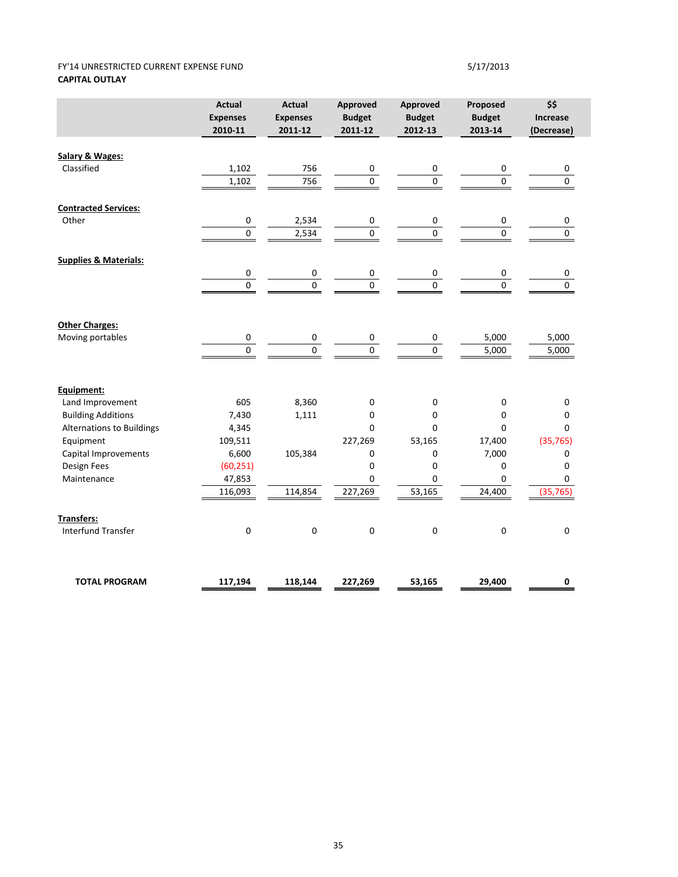FY'14 UNRESTRICTED CURRENT EXPENSE FUND

5/17/2013

**CAPITAL OUTLAY**

| | Actual Expenses 2010-11 | Actual Expenses 2011-12 | Approved Budget 2011-12 | Approved Budget 2012-13 | Proposed Budget 2013-14 | $$ Increase (Decrease) |
|---|---|---|---|---|---|---|
| **Salary & Wages:** | | | | | | |
| Classified | 1,102 | 756 | 0 | 0 | 0 | 0 |
| | 1,102 | 756 | 0 | 0 | 0 | 0 |
| **Contracted Services:** | | | | | | |
| Other | 0 | 2,534 | 0 | 0 | 0 | 0 |
| | 0 | 2,534 | 0 | 0 | 0 | 0 |
| **Supplies & Materials:** | | | | | | |
| | 0 | 0 | 0 | 0 | 0 | 0 |
| | 0 | 0 | 0 | 0 | 0 | 0 |
| **Other Charges:** | | | | | | |
| Moving portables | 0 | 0 | 0 | 0 | 5,000 | 5,000 |
| | 0 | 0 | 0 | 0 | 5,000 | 5,000 |
| **Equipment:** | | | | | | |
| Land Improvement | 605 | 8,360 | 0 | 0 | 0 | 0 |
| Building Additions | 7,430 | 1,111 | 0 | 0 | 0 | 0 |
| Alternations to Buildings | 4,345 | | 0 | 0 | 0 | 0 |
| Equipment | 109,511 | | 227,269 | 53,165 | 17,400 | (35,765) |
| Capital Improvements | 6,600 | 105,384 | 0 | 0 | 7,000 | 0 |
| Design Fees | (60,251) | | 0 | 0 | 0 | 0 |
| Maintenance | 47,853 | | 0 | 0 | 0 | 0 |
| | 116,093 | 114,854 | 227,269 | 53,165 | 24,400 | (35,765) |
| **Transfers:** | | | | | | |
| Interfund Transfer | 0 | 0 | 0 | 0 | 0 | 0 |
| **TOTAL PROGRAM** | **117,194** | **118,144** | **227,269** | **53,165** | **29,400** | **0** |